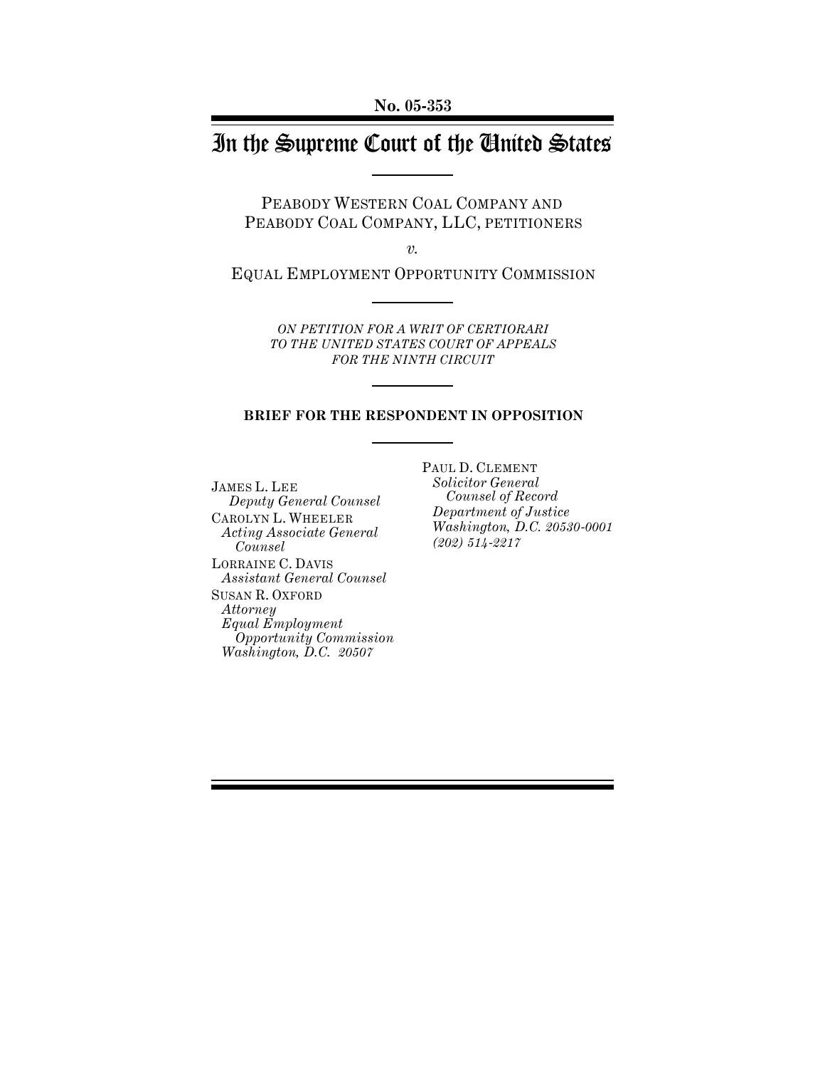**No. 05-353**

# In the Supreme Court of the United States

PEABODY WESTERN COAL COMPANY AND
PEABODY COAL COMPANY, LLC, PETITIONERS

*v.*

EQUAL EMPLOYMENT OPPORTUNITY COMMISSION

*ON PETITION FOR A WRIT OF CERTIORARI
TO THE UNITED STATES COURT OF APPEALS
FOR THE NINTH CIRCUIT*

**BRIEF FOR THE RESPONDENT IN OPPOSITION**

JAMES L. LEE
*Deputy General Counsel*
CAROLYN L. WHEELER
*Acting Associate General Counsel*
LORRAINE C. DAVIS
*Assistant General Counsel*
SUSAN R. OXFORD
*Attorney*
*Equal Employment Opportunity Commission*
*Washington, D.C. 20507*

PAUL D. CLEMENT
*Solicitor General*
*Counsel of Record*
*Department of Justice*
*Washington, D.C. 20530-0001*
*(202) 514-2217*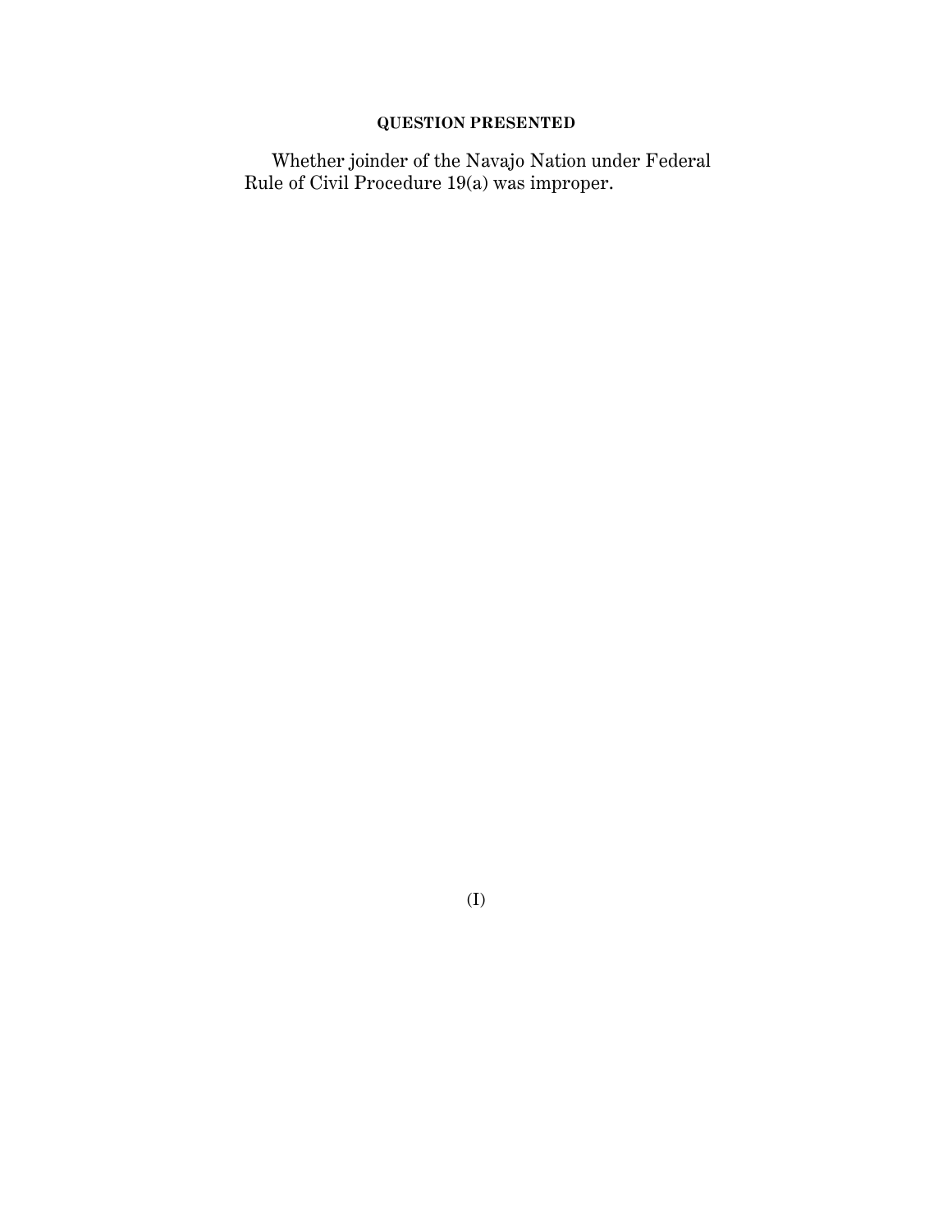## QUESTION PRESENTED

Whether joinder of the Navajo Nation under Federal Rule of Civil Procedure 19(a) was improper.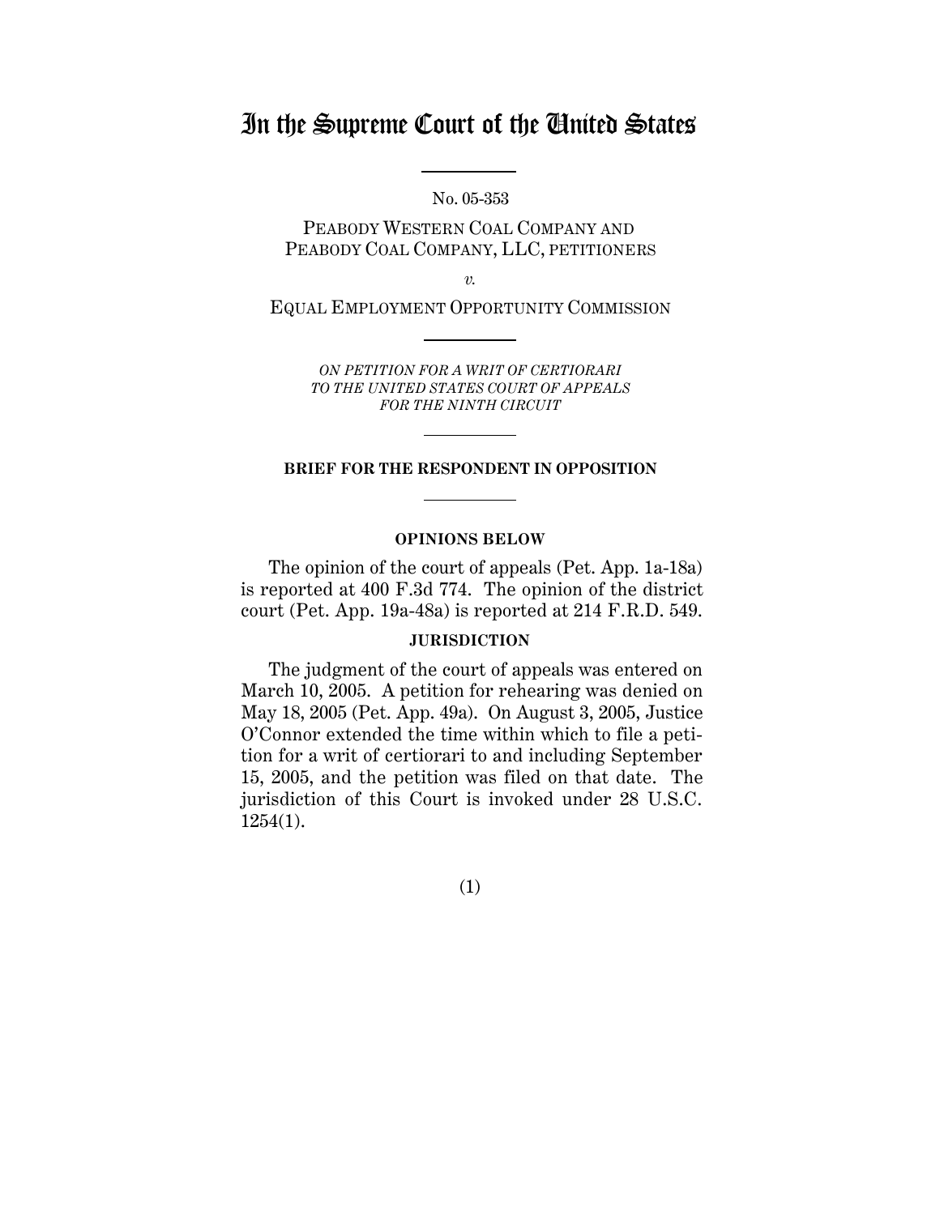# In the Supreme Court of the United States

No. 05-353

PEABODY WESTERN COAL COMPANY AND PEABODY COAL COMPANY, LLC, PETITIONERS

*v.*

EQUAL EMPLOYMENT OPPORTUNITY COMMISSION

*ON PETITION FOR A WRIT OF CERTIORARI TO THE UNITED STATES COURT OF APPEALS FOR THE NINTH CIRCUIT*

**BRIEF FOR THE RESPONDENT IN OPPOSITION**

**OPINIONS BELOW**

The opinion of the court of appeals (Pet. App. 1a-18a) is reported at 400 F.3d 774. The opinion of the district court (Pet. App. 19a-48a) is reported at 214 F.R.D. 549.

**JURISDICTION**

The judgment of the court of appeals was entered on March 10, 2005. A petition for rehearing was denied on May 18, 2005 (Pet. App. 49a). On August 3, 2005, Justice O'Connor extended the time within which to file a petition for a writ of certiorari to and including September 15, 2005, and the petition was filed on that date. The jurisdiction of this Court is invoked under 28 U.S.C. 1254(1).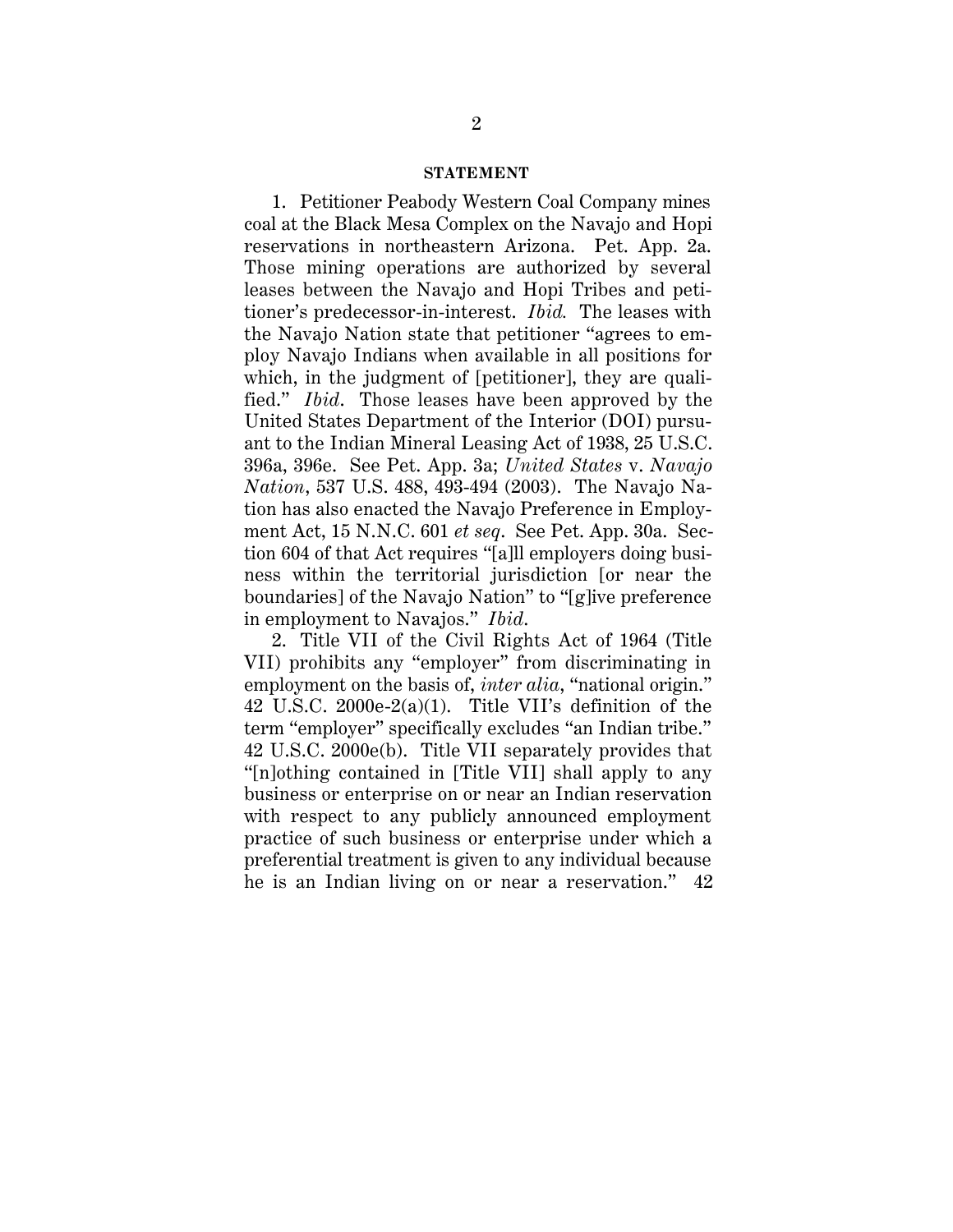## STATEMENT

1. Petitioner Peabody Western Coal Company mines coal at the Black Mesa Complex on the Navajo and Hopi reservations in northeastern Arizona. Pet. App. 2a. Those mining operations are authorized by several leases between the Navajo and Hopi Tribes and petitioner's predecessor-in-interest. *Ibid.* The leases with the Navajo Nation state that petitioner "agrees to employ Navajo Indians when available in all positions for which, in the judgment of [petitioner], they are qualified." *Ibid.* Those leases have been approved by the United States Department of the Interior (DOI) pursuant to the Indian Mineral Leasing Act of 1938, 25 U.S.C. 396a, 396e. See Pet. App. 3a; *United States* v. *Navajo Nation*, 537 U.S. 488, 493-494 (2003). The Navajo Nation has also enacted the Navajo Preference in Employment Act, 15 N.N.C. 601 *et seq.* See Pet. App. 30a. Section 604 of that Act requires "[a]ll employers doing business within the territorial jurisdiction [or near the boundaries] of the Navajo Nation" to "[g]ive preference in employment to Navajos." *Ibid.*

2. Title VII of the Civil Rights Act of 1964 (Title VII) prohibits any "employer" from discriminating in employment on the basis of, *inter alia*, "national origin." 42 U.S.C. 2000e-2(a)(1). Title VII's definition of the term "employer" specifically excludes "an Indian tribe." 42 U.S.C. 2000e(b). Title VII separately provides that "[n]othing contained in [Title VII] shall apply to any business or enterprise on or near an Indian reservation with respect to any publicly announced employment practice of such business or enterprise under which a preferential treatment is given to any individual because he is an Indian living on or near a reservation." 42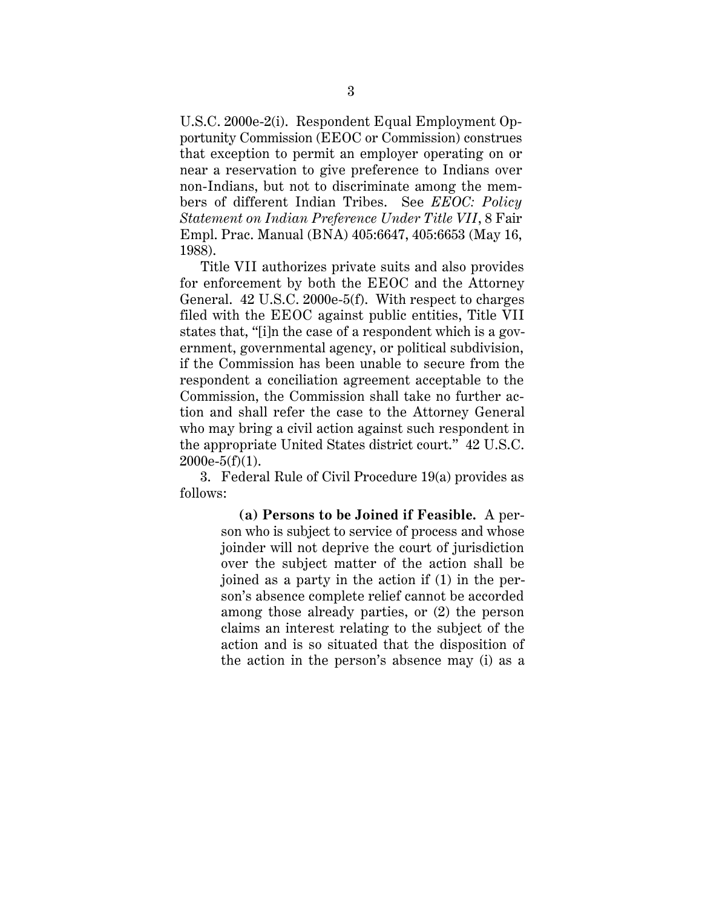U.S.C. 2000e-2(i). Respondent Equal Employment Opportunity Commission (EEOC or Commission) construes that exception to permit an employer operating on or near a reservation to give preference to Indians over non-Indians, but not to discriminate among the members of different Indian Tribes. See *EEOC: Policy Statement on Indian Preference Under Title VII*, 8 Fair Empl. Prac. Manual (BNA) 405:6647, 405:6653 (May 16, 1988).

Title VII authorizes private suits and also provides for enforcement by both the EEOC and the Attorney General. 42 U.S.C. 2000e-5(f). With respect to charges filed with the EEOC against public entities, Title VII states that, "[i]n the case of a respondent which is a government, governmental agency, or political subdivision, if the Commission has been unable to secure from the respondent a conciliation agreement acceptable to the Commission, the Commission shall take no further action and shall refer the case to the Attorney General who may bring a civil action against such respondent in the appropriate United States district court." 42 U.S.C. 2000e-5(f)(1).

3. Federal Rule of Civil Procedure 19(a) provides as follows:

> **(a) Persons to be Joined if Feasible.** A person who is subject to service of process and whose joinder will not deprive the court of jurisdiction over the subject matter of the action shall be joined as a party in the action if (1) in the person's absence complete relief cannot be accorded among those already parties, or (2) the person claims an interest relating to the subject of the action and is so situated that the disposition of the action in the person's absence may (i) as a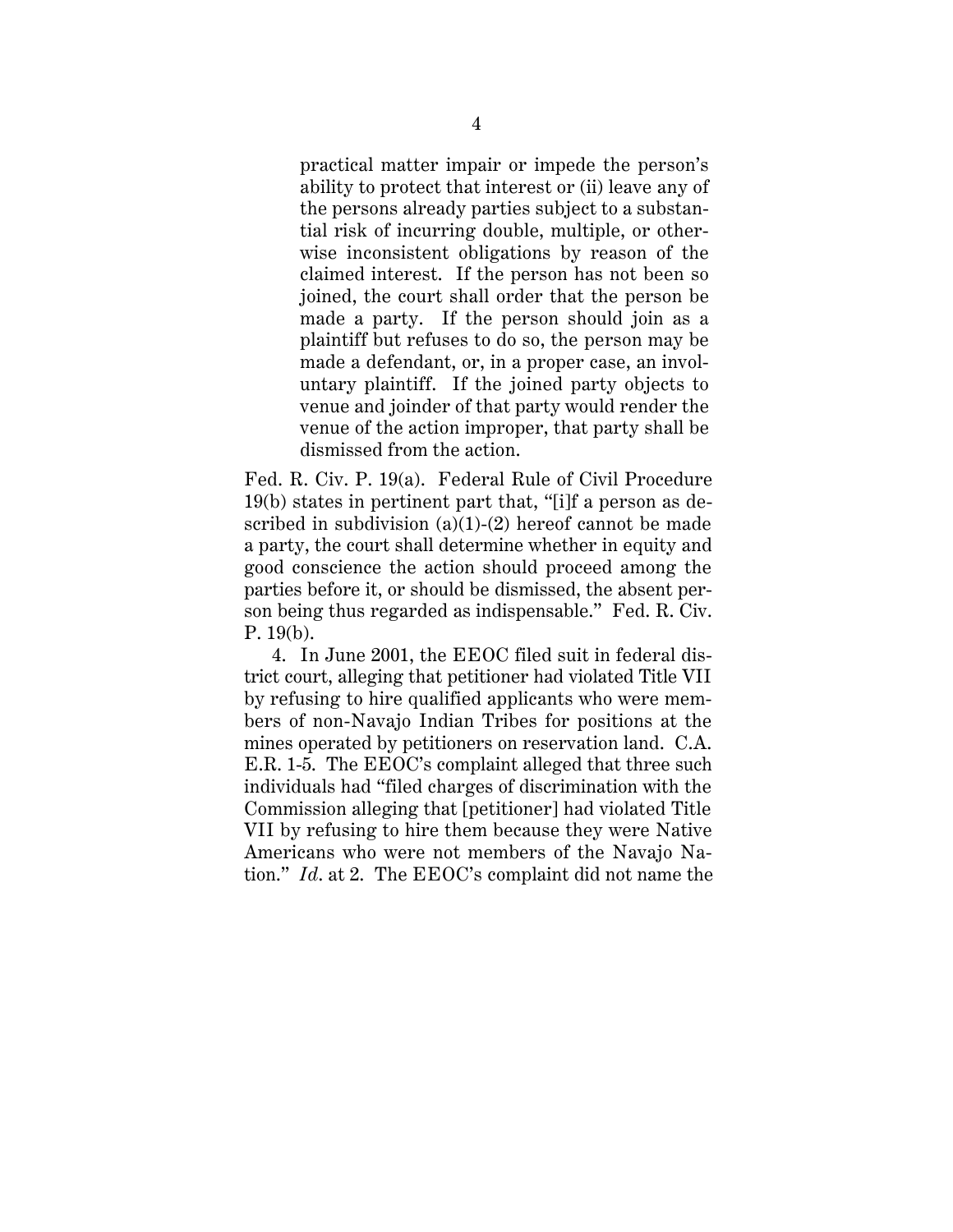> practical matter impair or impede the person's ability to protect that interest or (ii) leave any of the persons already parties subject to a substantial risk of incurring double, multiple, or otherwise inconsistent obligations by reason of the claimed interest. If the person has not been so joined, the court shall order that the person be made a party. If the person should join as a plaintiff but refuses to do so, the person may be made a defendant, or, in a proper case, an involuntary plaintiff. If the joined party objects to venue and joinder of that party would render the venue of the action improper, that party shall be dismissed from the action.

Fed. R. Civ. P. 19(a). Federal Rule of Civil Procedure 19(b) states in pertinent part that, "[i]f a person as described in subdivision (a)(1)-(2) hereof cannot be made a party, the court shall determine whether in equity and good conscience the action should proceed among the parties before it, or should be dismissed, the absent person being thus regarded as indispensable." Fed. R. Civ. P. 19(b).

4. In June 2001, the EEOC filed suit in federal district court, alleging that petitioner had violated Title VII by refusing to hire qualified applicants who were members of non-Navajo Indian Tribes for positions at the mines operated by petitioners on reservation land. C.A. E.R. 1-5. The EEOC's complaint alleged that three such individuals had "filed charges of discrimination with the Commission alleging that [petitioner] had violated Title VII by refusing to hire them because they were Native Americans who were not members of the Navajo Nation." *Id.* at 2. The EEOC's complaint did not name the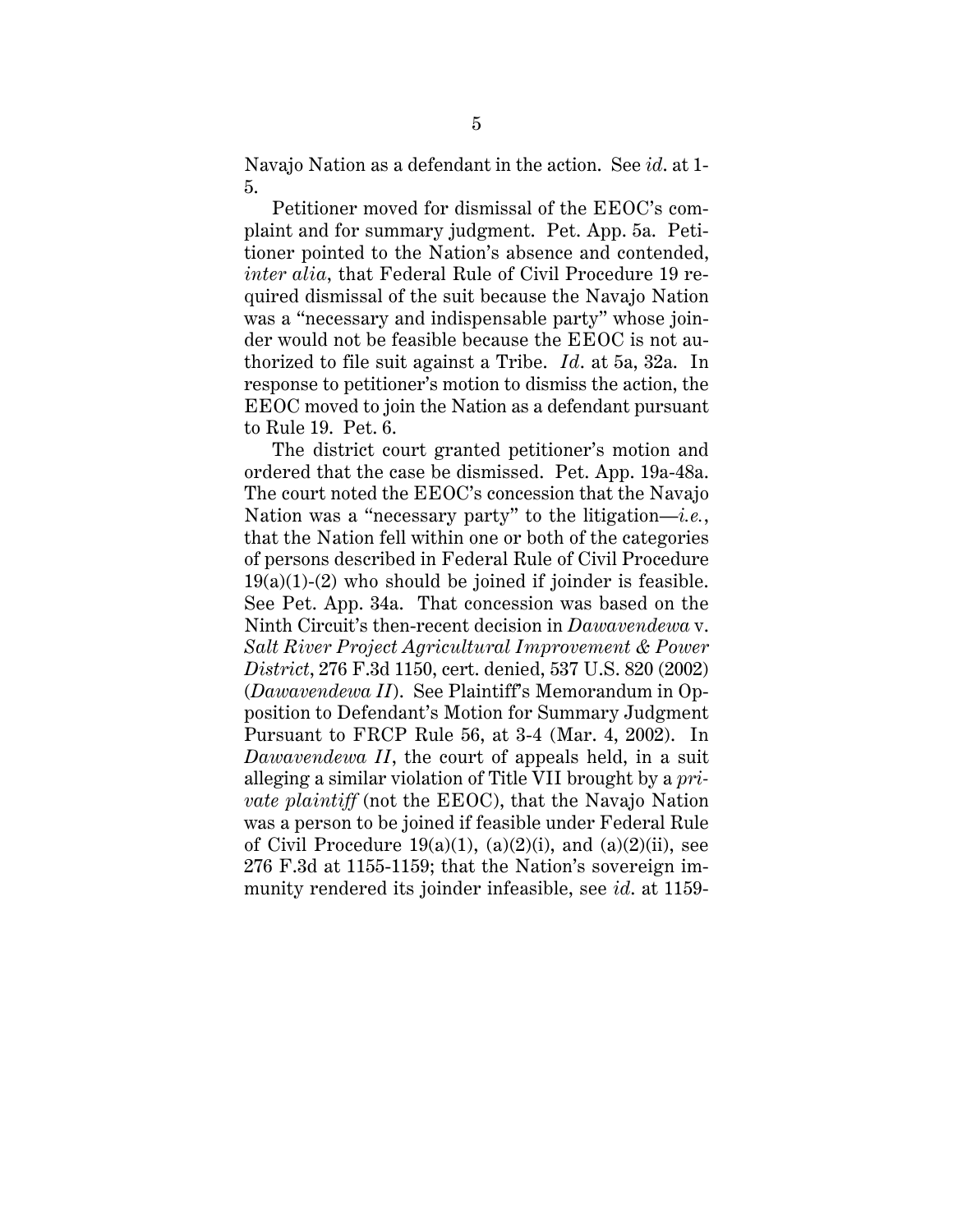Navajo Nation as a defendant in the action. See *id.* at 1-5.

Petitioner moved for dismissal of the EEOC's complaint and for summary judgment. Pet. App. 5a. Petitioner pointed to the Nation's absence and contended, *inter alia*, that Federal Rule of Civil Procedure 19 required dismissal of the suit because the Navajo Nation was a "necessary and indispensable party" whose joinder would not be feasible because the EEOC is not authorized to file suit against a Tribe. *Id.* at 5a, 32a. In response to petitioner's motion to dismiss the action, the EEOC moved to join the Nation as a defendant pursuant to Rule 19. Pet. 6.

The district court granted petitioner's motion and ordered that the case be dismissed. Pet. App. 19a-48a. The court noted the EEOC's concession that the Navajo Nation was a "necessary party" to the litigation—*i.e.*, that the Nation fell within one or both of the categories of persons described in Federal Rule of Civil Procedure 19(a)(1)-(2) who should be joined if joinder is feasible. See Pet. App. 34a. That concession was based on the Ninth Circuit's then-recent decision in *Dawavendewa* v. *Salt River Project Agricultural Improvement & Power District*, 276 F.3d 1150, cert. denied, 537 U.S. 820 (2002) (*Dawavendewa II*). See Plaintiff's Memorandum in Opposition to Defendant's Motion for Summary Judgment Pursuant to FRCP Rule 56, at 3-4 (Mar. 4, 2002). In *Dawavendewa II*, the court of appeals held, in a suit alleging a similar violation of Title VII brought by a *private plaintiff* (not the EEOC), that the Navajo Nation was a person to be joined if feasible under Federal Rule of Civil Procedure 19(a)(1), (a)(2)(i), and (a)(2)(ii), see 276 F.3d at 1155-1159; that the Nation's sovereign immunity rendered its joinder infeasible, see *id.* at 1159-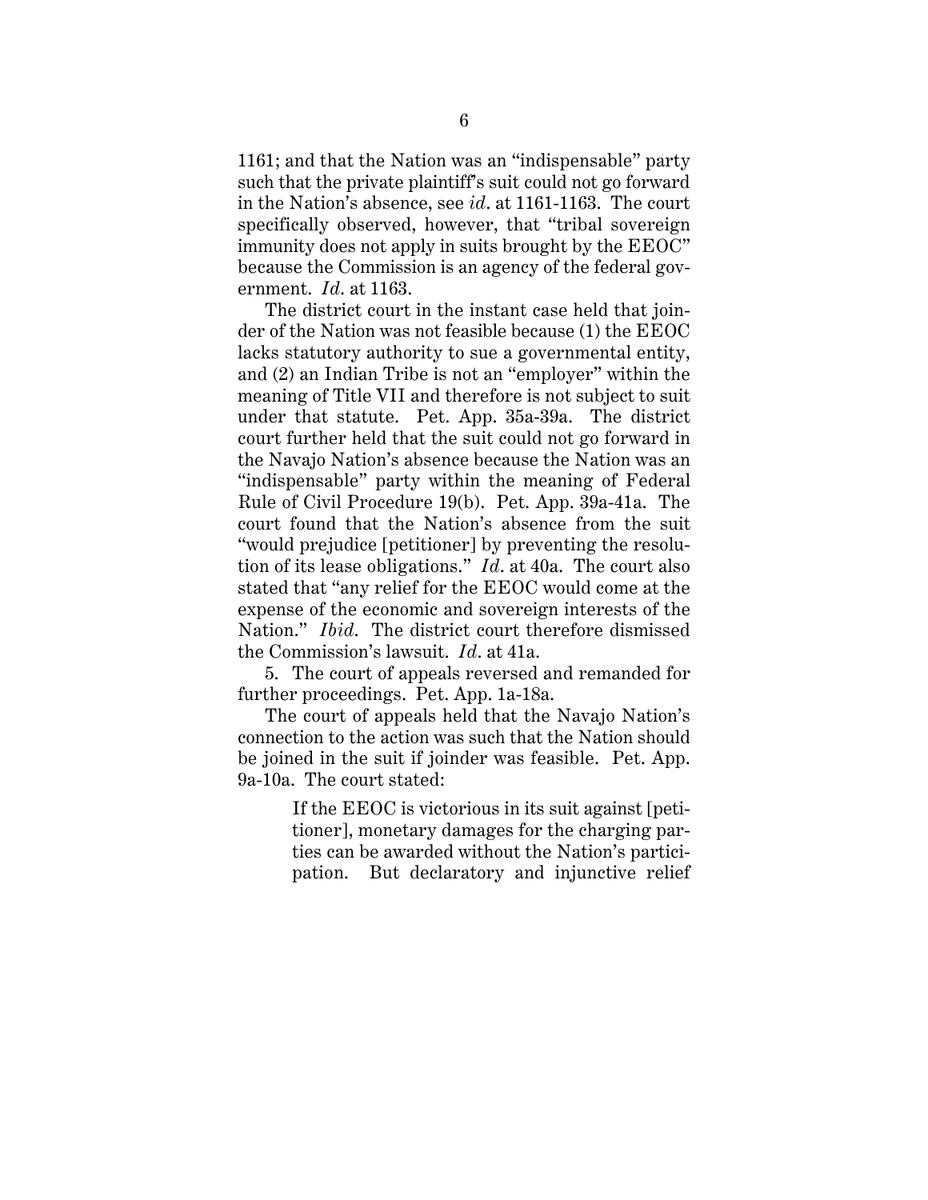1161; and that the Nation was an "indispensable" party such that the private plaintiff's suit could not go forward in the Nation's absence, see *id*. at 1161-1163. The court specifically observed, however, that "tribal sovereign immunity does not apply in suits brought by the EEOC" because the Commission is an agency of the federal government. *Id*. at 1163.

The district court in the instant case held that joinder of the Nation was not feasible because (1) the EEOC lacks statutory authority to sue a governmental entity, and (2) an Indian Tribe is not an "employer" within the meaning of Title VII and therefore is not subject to suit under that statute. Pet. App. 35a-39a. The district court further held that the suit could not go forward in the Navajo Nation's absence because the Nation was an "indispensable" party within the meaning of Federal Rule of Civil Procedure 19(b). Pet. App. 39a-41a. The court found that the Nation's absence from the suit "would prejudice [petitioner] by preventing the resolution of its lease obligations." *Id*. at 40a. The court also stated that "any relief for the EEOC would come at the expense of the economic and sovereign interests of the Nation." *Ibid*. The district court therefore dismissed the Commission's lawsuit. *Id*. at 41a.

5. The court of appeals reversed and remanded for further proceedings. Pet. App. 1a-18a.

The court of appeals held that the Navajo Nation's connection to the action was such that the Nation should be joined in the suit if joinder was feasible. Pet. App. 9a-10a. The court stated:

> If the EEOC is victorious in its suit against [petitioner], monetary damages for the charging parties can be awarded without the Nation's participation. But declaratory and injunctive relief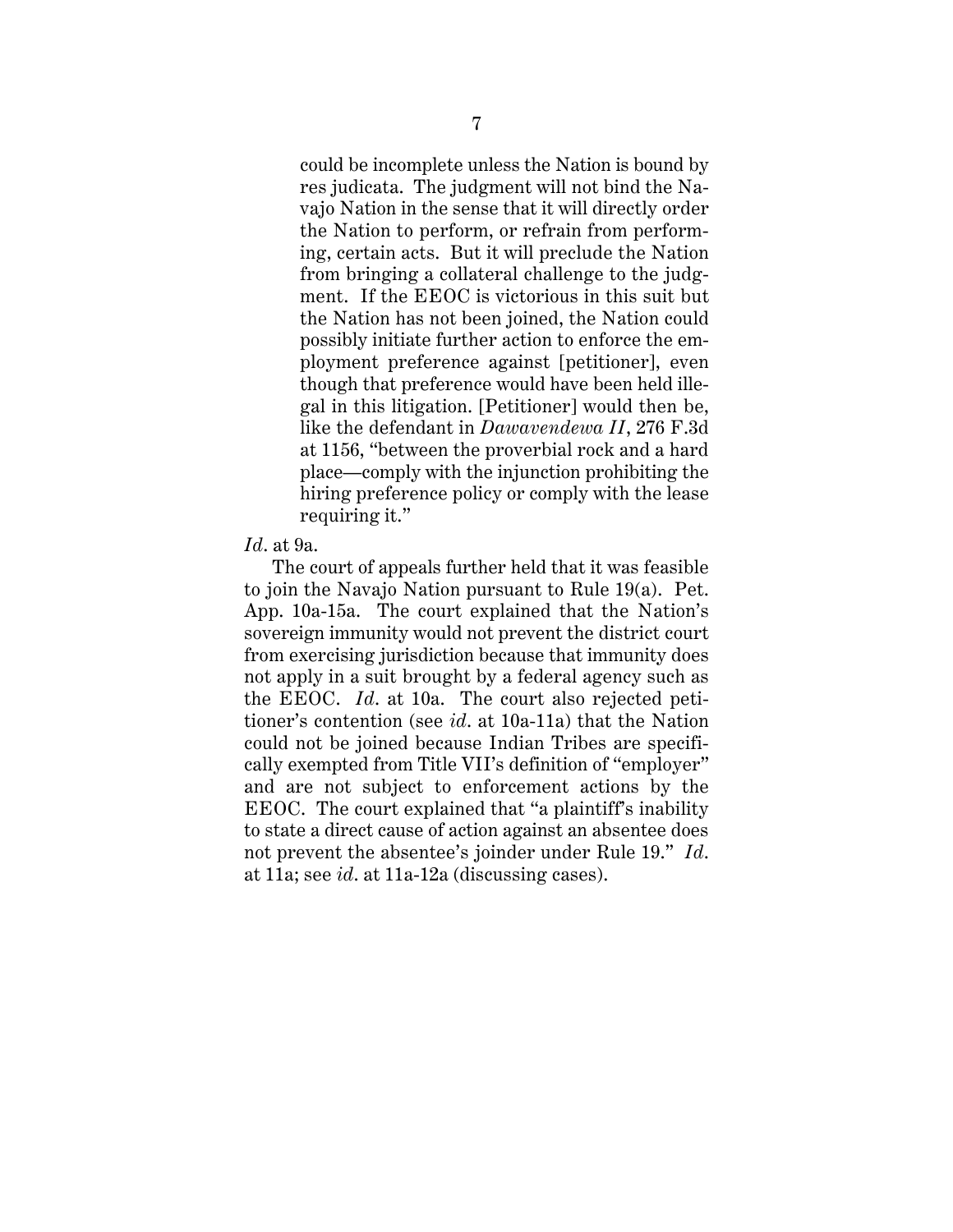> could be incomplete unless the Nation is bound by res judicata. The judgment will not bind the Navajo Nation in the sense that it will directly order the Nation to perform, or refrain from performing, certain acts. But it will preclude the Nation from bringing a collateral challenge to the judgment. If the EEOC is victorious in this suit but the Nation has not been joined, the Nation could possibly initiate further action to enforce the employment preference against [petitioner], even though that preference would have been held illegal in this litigation. [Petitioner] would then be, like the defendant in *Dawavendewa II*, 276 F.3d at 1156, "between the proverbial rock and a hard place—comply with the injunction prohibiting the hiring preference policy or comply with the lease requiring it."

*Id*. at 9a.

The court of appeals further held that it was feasible to join the Navajo Nation pursuant to Rule 19(a). Pet. App. 10a-15a. The court explained that the Nation's sovereign immunity would not prevent the district court from exercising jurisdiction because that immunity does not apply in a suit brought by a federal agency such as the EEOC. *Id*. at 10a. The court also rejected petitioner's contention (see *id*. at 10a-11a) that the Nation could not be joined because Indian Tribes are specifically exempted from Title VII's definition of "employer" and are not subject to enforcement actions by the EEOC. The court explained that "a plaintiff's inability to state a direct cause of action against an absentee does not prevent the absentee's joinder under Rule 19." *Id*. at 11a; see *id*. at 11a-12a (discussing cases).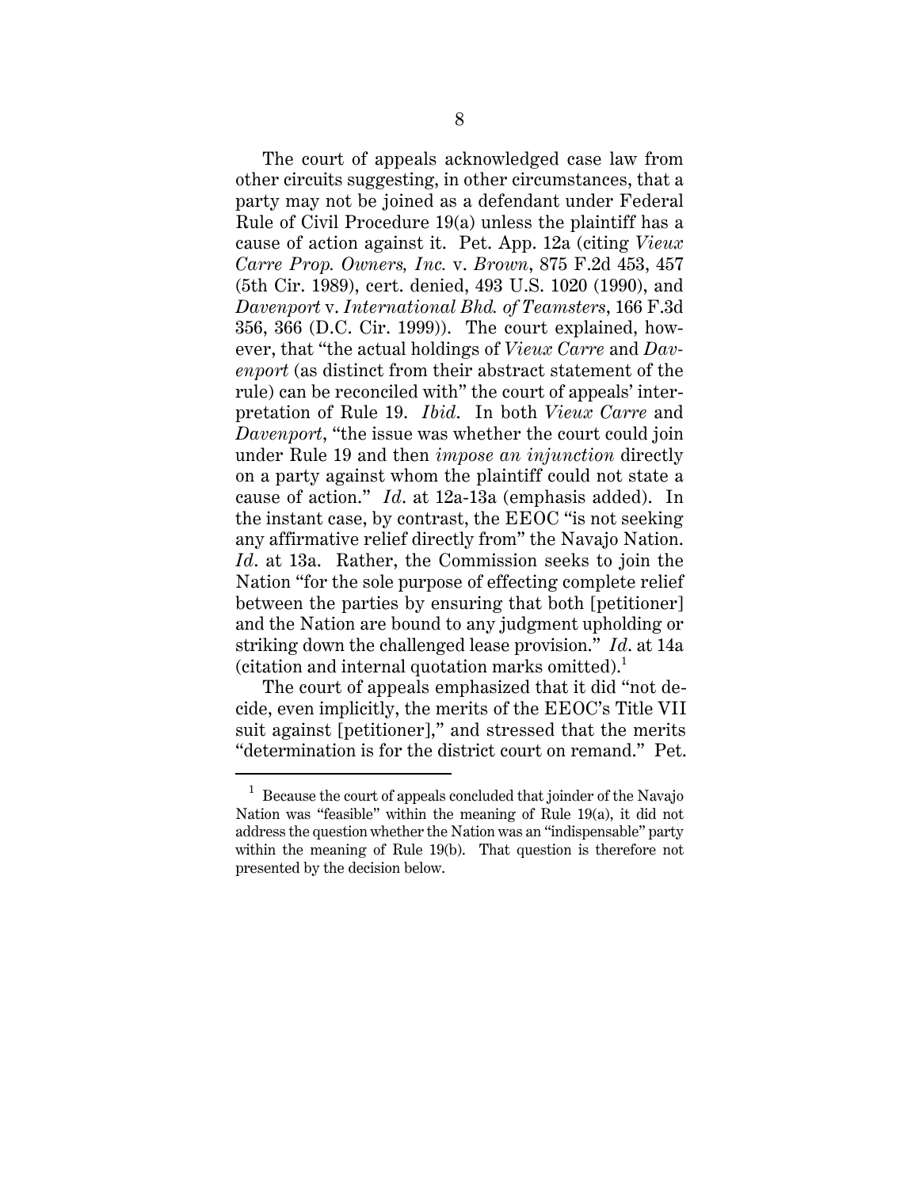The court of appeals acknowledged case law from other circuits suggesting, in other circumstances, that a party may not be joined as a defendant under Federal Rule of Civil Procedure 19(a) unless the plaintiff has a cause of action against it. Pet. App. 12a (citing *Vieux Carre Prop. Owners, Inc.* v. *Brown*, 875 F.2d 453, 457 (5th Cir. 1989), cert. denied, 493 U.S. 1020 (1990), and *Davenport* v. *International Bhd. of Teamsters*, 166 F.3d 356, 366 (D.C. Cir. 1999)). The court explained, however, that "the actual holdings of *Vieux Carre* and *Davenport* (as distinct from their abstract statement of the rule) can be reconciled with" the court of appeals' interpretation of Rule 19. *Ibid*. In both *Vieux Carre* and *Davenport*, "the issue was whether the court could join under Rule 19 and then *impose an injunction* directly on a party against whom the plaintiff could not state a cause of action." *Id*. at 12a-13a (emphasis added). In the instant case, by contrast, the EEOC "is not seeking any affirmative relief directly from" the Navajo Nation. *Id*. at 13a. Rather, the Commission seeks to join the Nation "for the sole purpose of effecting complete relief between the parties by ensuring that both [petitioner] and the Nation are bound to any judgment upholding or striking down the challenged lease provision." *Id*. at 14a (citation and internal quotation marks omitted).[1]

The court of appeals emphasized that it did "not decide, even implicitly, the merits of the EEOC's Title VII suit against [petitioner]," and stressed that the merits "determination is for the district court on remand." Pet.

[1] Because the court of appeals concluded that joinder of the Navajo Nation was "feasible" within the meaning of Rule 19(a), it did not address the question whether the Nation was an "indispensable" party within the meaning of Rule 19(b). That question is therefore not presented by the decision below.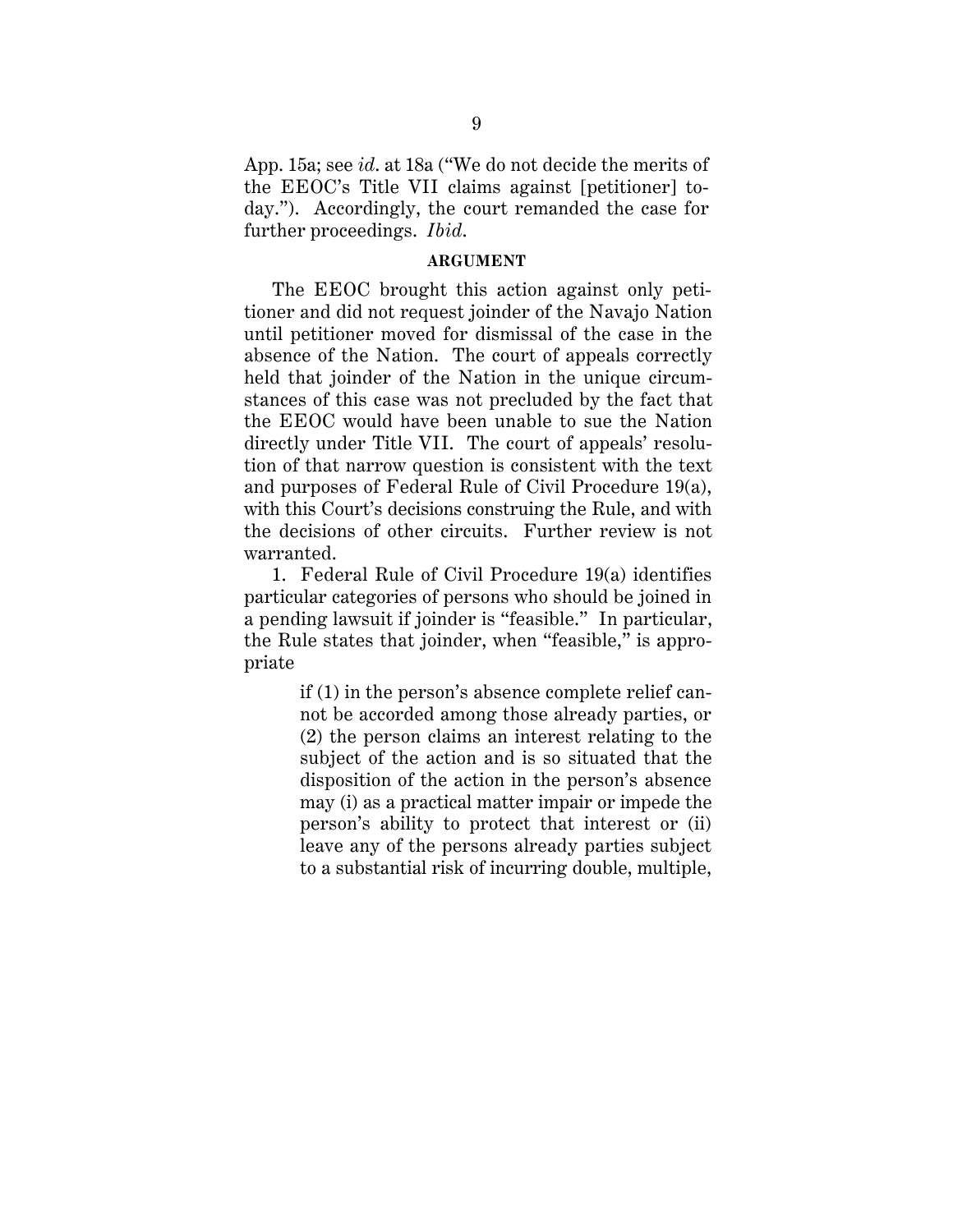App. 15a; see *id.* at 18a ("We do not decide the merits of the EEOC's Title VII claims against [petitioner] today."). Accordingly, the court remanded the case for further proceedings. *Ibid.*

## ARGUMENT

The EEOC brought this action against only petitioner and did not request joinder of the Navajo Nation until petitioner moved for dismissal of the case in the absence of the Nation. The court of appeals correctly held that joinder of the Nation in the unique circumstances of this case was not precluded by the fact that the EEOC would have been unable to sue the Nation directly under Title VII. The court of appeals' resolution of that narrow question is consistent with the text and purposes of Federal Rule of Civil Procedure 19(a), with this Court's decisions construing the Rule, and with the decisions of other circuits. Further review is not warranted.

1. Federal Rule of Civil Procedure 19(a) identifies particular categories of persons who should be joined in a pending lawsuit if joinder is "feasible." In particular, the Rule states that joinder, when "feasible," is appropriate

> if (1) in the person's absence complete relief cannot be accorded among those already parties, or (2) the person claims an interest relating to the subject of the action and is so situated that the disposition of the action in the person's absence may (i) as a practical matter impair or impede the person's ability to protect that interest or (ii) leave any of the persons already parties subject to a substantial risk of incurring double, multiple,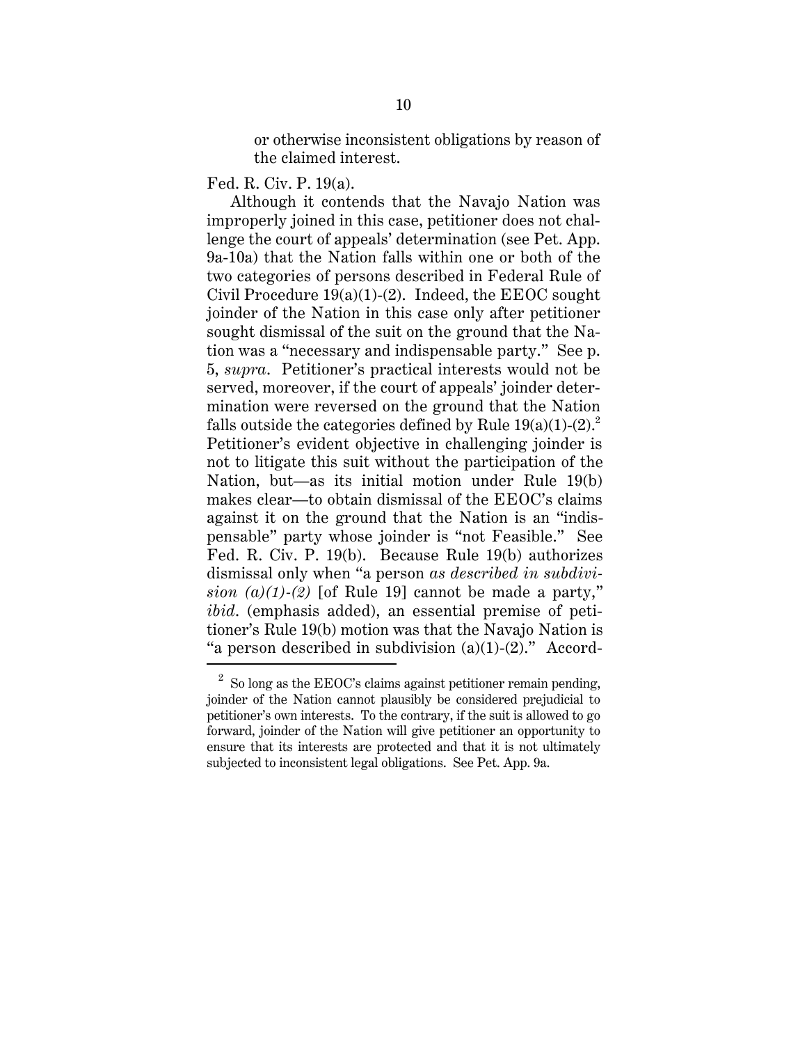> or otherwise inconsistent obligations by reason of the claimed interest.

Fed. R. Civ. P. 19(a).

Although it contends that the Navajo Nation was improperly joined in this case, petitioner does not challenge the court of appeals' determination (see Pet. App. 9a-10a) that the Nation falls within one or both of the two categories of persons described in Federal Rule of Civil Procedure 19(a)(1)-(2). Indeed, the EEOC sought joinder of the Nation in this case only after petitioner sought dismissal of the suit on the ground that the Nation was a "necessary and indispensable party." See p. 5, *supra*. Petitioner's practical interests would not be served, moreover, if the court of appeals' joinder determination were reversed on the ground that the Nation falls outside the categories defined by Rule 19(a)(1)-(2).[2] Petitioner's evident objective in challenging joinder is not to litigate this suit without the participation of the Nation, but—as its initial motion under Rule 19(b) makes clear—to obtain dismissal of the EEOC's claims against it on the ground that the Nation is an "indispensable" party whose joinder is "not Feasible." See Fed. R. Civ. P. 19(b). Because Rule 19(b) authorizes dismissal only when "a person *as described in subdivision (a)(1)-(2)* [of Rule 19] cannot be made a party," *ibid*. (emphasis added), an essential premise of petitioner's Rule 19(b) motion was that the Navajo Nation is "a person described in subdivision (a)(1)-(2)." Accord-

---

[2] So long as the EEOC's claims against petitioner remain pending, joinder of the Nation cannot plausibly be considered prejudicial to petitioner's own interests. To the contrary, if the suit is allowed to go forward, joinder of the Nation will give petitioner an opportunity to ensure that its interests are protected and that it is not ultimately subjected to inconsistent legal obligations. See Pet. App. 9a.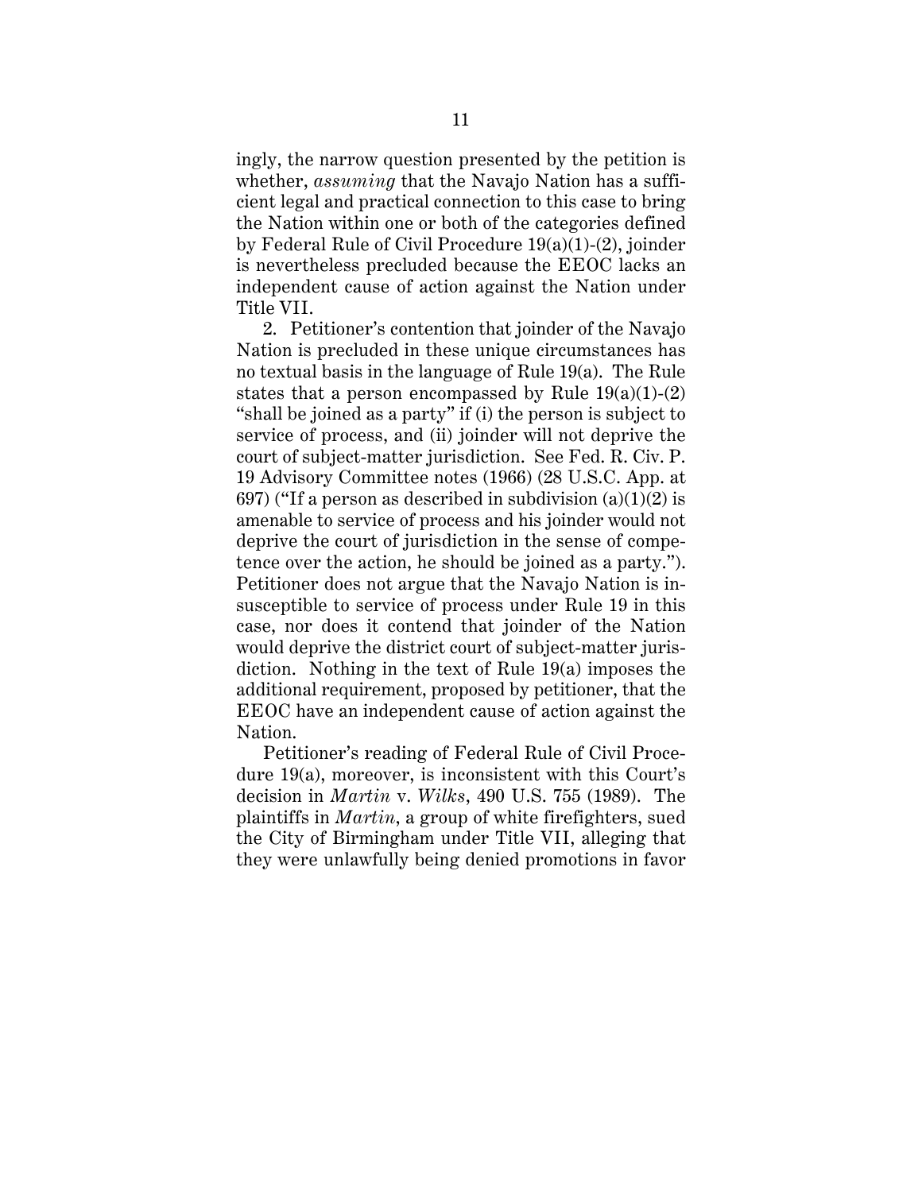ingly, the narrow question presented by the petition is whether, *assuming* that the Navajo Nation has a sufficient legal and practical connection to this case to bring the Nation within one or both of the categories defined by Federal Rule of Civil Procedure 19(a)(1)-(2), joinder is nevertheless precluded because the EEOC lacks an independent cause of action against the Nation under Title VII.

2. Petitioner's contention that joinder of the Navajo Nation is precluded in these unique circumstances has no textual basis in the language of Rule 19(a). The Rule states that a person encompassed by Rule 19(a)(1)-(2) "shall be joined as a party" if (i) the person is subject to service of process, and (ii) joinder will not deprive the court of subject-matter jurisdiction. See Fed. R. Civ. P. 19 Advisory Committee notes (1966) (28 U.S.C. App. at 697) ("If a person as described in subdivision (a)(1)(2) is amenable to service of process and his joinder would not deprive the court of jurisdiction in the sense of competence over the action, he should be joined as a party."). Petitioner does not argue that the Navajo Nation is insusceptible to service of process under Rule 19 in this case, nor does it contend that joinder of the Nation would deprive the district court of subject-matter jurisdiction. Nothing in the text of Rule 19(a) imposes the additional requirement, proposed by petitioner, that the EEOC have an independent cause of action against the Nation.

Petitioner's reading of Federal Rule of Civil Procedure 19(a), moreover, is inconsistent with this Court's decision in *Martin* v. *Wilks*, 490 U.S. 755 (1989). The plaintiffs in *Martin*, a group of white firefighters, sued the City of Birmingham under Title VII, alleging that they were unlawfully being denied promotions in favor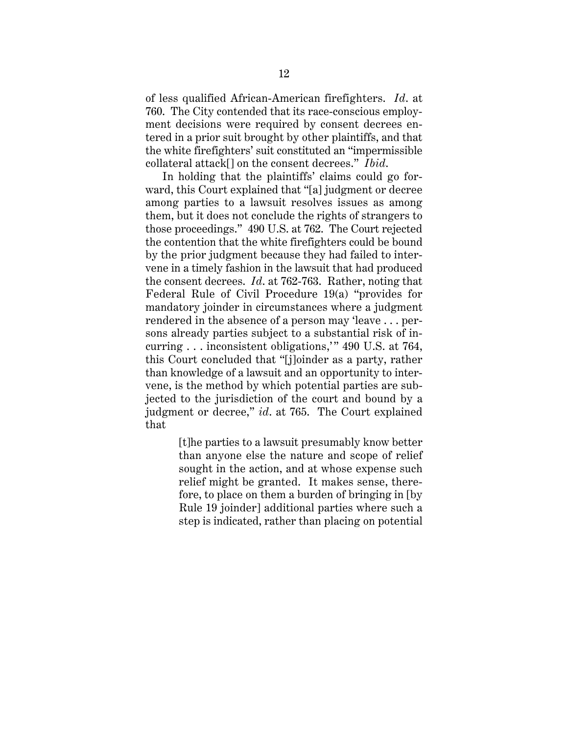of less qualified African-American firefighters. *Id*. at 760. The City contended that its race-conscious employment decisions were required by consent decrees entered in a prior suit brought by other plaintiffs, and that the white firefighters' suit constituted an "impermissible collateral attack[] on the consent decrees." *Ibid*.

In holding that the plaintiffs' claims could go forward, this Court explained that "[a] judgment or decree among parties to a lawsuit resolves issues as among them, but it does not conclude the rights of strangers to those proceedings." 490 U.S. at 762. The Court rejected the contention that the white firefighters could be bound by the prior judgment because they had failed to intervene in a timely fashion in the lawsuit that had produced the consent decrees. *Id*. at 762-763. Rather, noting that Federal Rule of Civil Procedure 19(a) "provides for mandatory joinder in circumstances where a judgment rendered in the absence of a person may 'leave . . . persons already parties subject to a substantial risk of incurring . . . inconsistent obligations,'" 490 U.S. at 764, this Court concluded that "[j]oinder as a party, rather than knowledge of a lawsuit and an opportunity to intervene, is the method by which potential parties are subjected to the jurisdiction of the court and bound by a judgment or decree," *id*. at 765. The Court explained that

> [t]he parties to a lawsuit presumably know better than anyone else the nature and scope of relief sought in the action, and at whose expense such relief might be granted. It makes sense, therefore, to place on them a burden of bringing in [by Rule 19 joinder] additional parties where such a step is indicated, rather than placing on potential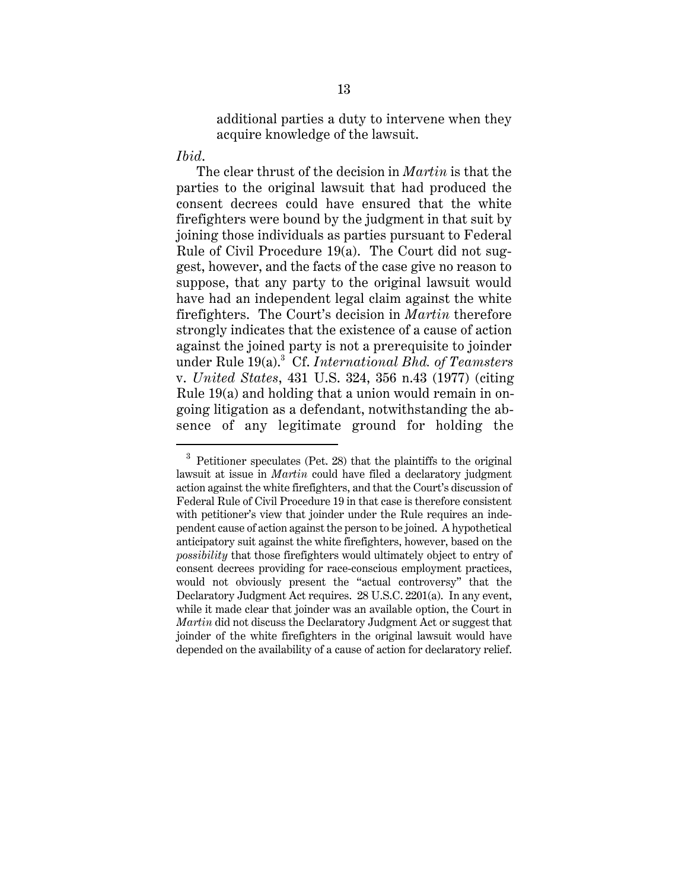> additional parties a duty to intervene when they acquire knowledge of the lawsuit.

*Ibid.*

The clear thrust of the decision in *Martin* is that the parties to the original lawsuit that had produced the consent decrees could have ensured that the white firefighters were bound by the judgment in that suit by joining those individuals as parties pursuant to Federal Rule of Civil Procedure 19(a). The Court did not suggest, however, and the facts of the case give no reason to suppose, that any party to the original lawsuit would have had an independent legal claim against the white firefighters. The Court's decision in *Martin* therefore strongly indicates that the existence of a cause of action against the joined party is not a prerequisite to joinder under Rule 19(a).[3] Cf. *International Bhd. of Teamsters* v. *United States*, 431 U.S. 324, 356 n.43 (1977) (citing Rule 19(a) and holding that a union would remain in ongoing litigation as a defendant, notwithstanding the absence of any legitimate ground for holding the

[3] Petitioner speculates (Pet. 28) that the plaintiffs to the original lawsuit at issue in *Martin* could have filed a declaratory judgment action against the white firefighters, and that the Court's discussion of Federal Rule of Civil Procedure 19 in that case is therefore consistent with petitioner's view that joinder under the Rule requires an independent cause of action against the person to be joined. A hypothetical anticipatory suit against the white firefighters, however, based on the *possibility* that those firefighters would ultimately object to entry of consent decrees providing for race-conscious employment practices, would not obviously present the "actual controversy" that the Declaratory Judgment Act requires. 28 U.S.C. 2201(a). In any event, while it made clear that joinder was an available option, the Court in *Martin* did not discuss the Declaratory Judgment Act or suggest that joinder of the white firefighters in the original lawsuit would have depended on the availability of a cause of action for declaratory relief.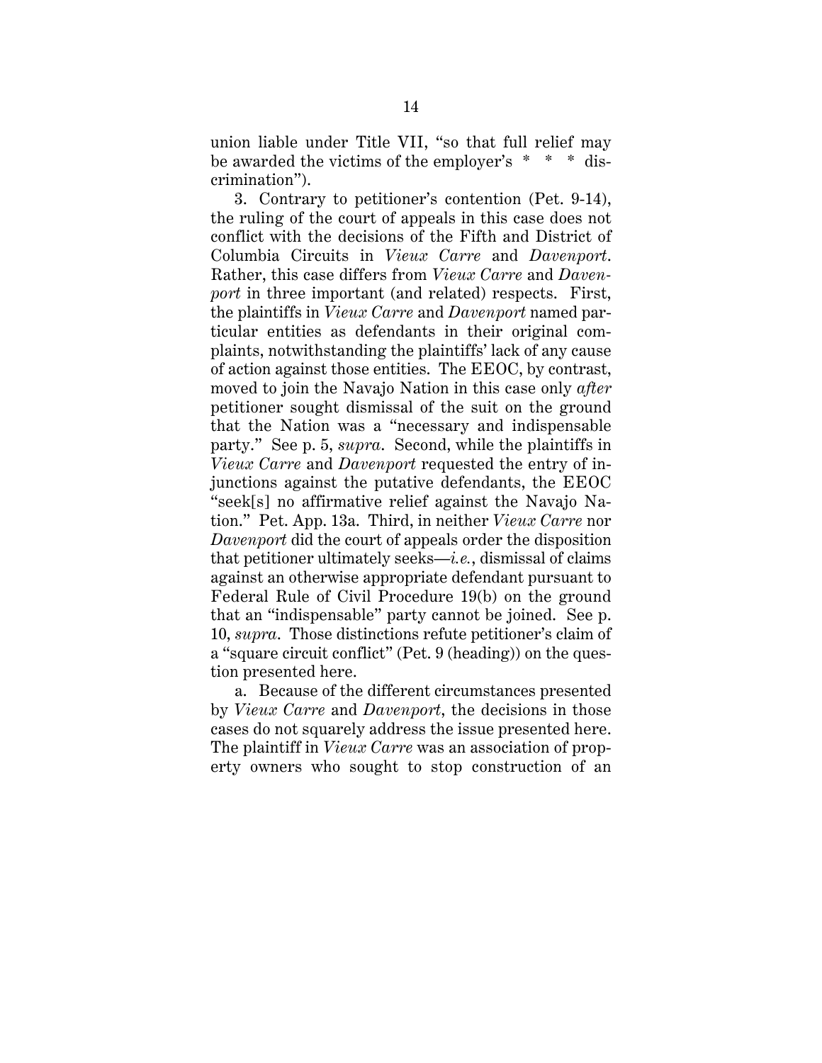union liable under Title VII, "so that full relief may be awarded the victims of the employer's * * * discrimination").

3. Contrary to petitioner's contention (Pet. 9-14), the ruling of the court of appeals in this case does not conflict with the decisions of the Fifth and District of Columbia Circuits in *Vieux Carre* and *Davenport*. Rather, this case differs from *Vieux Carre* and *Davenport* in three important (and related) respects. First, the plaintiffs in *Vieux Carre* and *Davenport* named particular entities as defendants in their original complaints, notwithstanding the plaintiffs' lack of any cause of action against those entities. The EEOC, by contrast, moved to join the Navajo Nation in this case only *after* petitioner sought dismissal of the suit on the ground that the Nation was a "necessary and indispensable party." See p. 5, *supra*. Second, while the plaintiffs in *Vieux Carre* and *Davenport* requested the entry of injunctions against the putative defendants, the EEOC "seek[s] no affirmative relief against the Navajo Nation." Pet. App. 13a. Third, in neither *Vieux Carre* nor *Davenport* did the court of appeals order the disposition that petitioner ultimately seeks—*i.e.*, dismissal of claims against an otherwise appropriate defendant pursuant to Federal Rule of Civil Procedure 19(b) on the ground that an "indispensable" party cannot be joined. See p. 10, *supra*. Those distinctions refute petitioner's claim of a "square circuit conflict" (Pet. 9 (heading)) on the question presented here.

a. Because of the different circumstances presented by *Vieux Carre* and *Davenport*, the decisions in those cases do not squarely address the issue presented here. The plaintiff in *Vieux Carre* was an association of property owners who sought to stop construction of an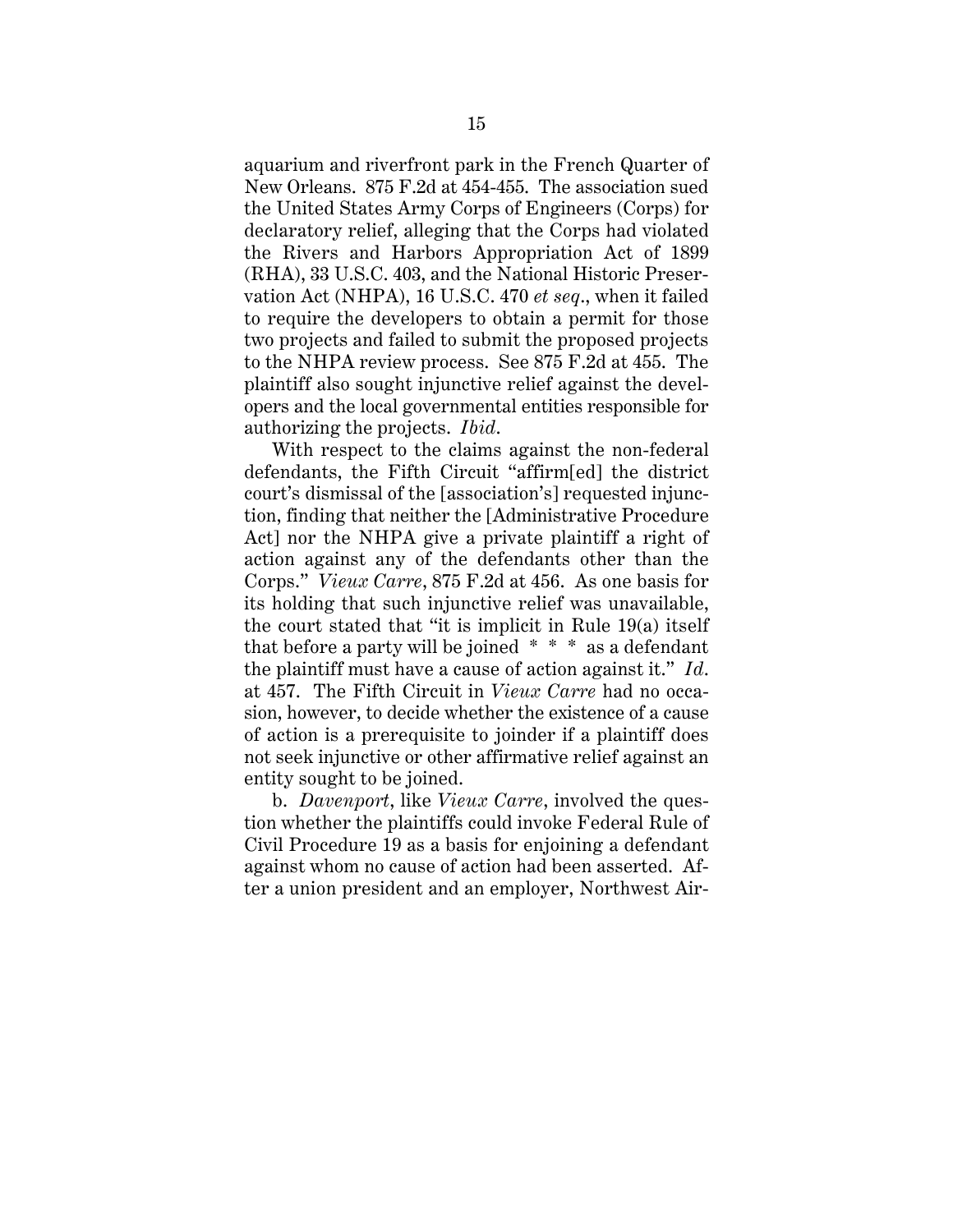aquarium and riverfront park in the French Quarter of New Orleans. 875 F.2d at 454-455. The association sued the United States Army Corps of Engineers (Corps) for declaratory relief, alleging that the Corps had violated the Rivers and Harbors Appropriation Act of 1899 (RHA), 33 U.S.C. 403, and the National Historic Preservation Act (NHPA), 16 U.S.C. 470 *et seq*., when it failed to require the developers to obtain a permit for those two projects and failed to submit the proposed projects to the NHPA review process. See 875 F.2d at 455. The plaintiff also sought injunctive relief against the developers and the local governmental entities responsible for authorizing the projects. *Ibid*.

With respect to the claims against the non-federal defendants, the Fifth Circuit "affirm[ed] the district court's dismissal of the [association's] requested injunction, finding that neither the [Administrative Procedure Act] nor the NHPA give a private plaintiff a right of action against any of the defendants other than the Corps." *Vieux Carre*, 875 F.2d at 456. As one basis for its holding that such injunctive relief was unavailable, the court stated that "it is implicit in Rule 19(a) itself that before a party will be joined * * * as a defendant the plaintiff must have a cause of action against it." *Id*. at 457. The Fifth Circuit in *Vieux Carre* had no occasion, however, to decide whether the existence of a cause of action is a prerequisite to joinder if a plaintiff does not seek injunctive or other affirmative relief against an entity sought to be joined.

b. *Davenport*, like *Vieux Carre*, involved the question whether the plaintiffs could invoke Federal Rule of Civil Procedure 19 as a basis for enjoining a defendant against whom no cause of action had been asserted. After a union president and an employer, Northwest Air-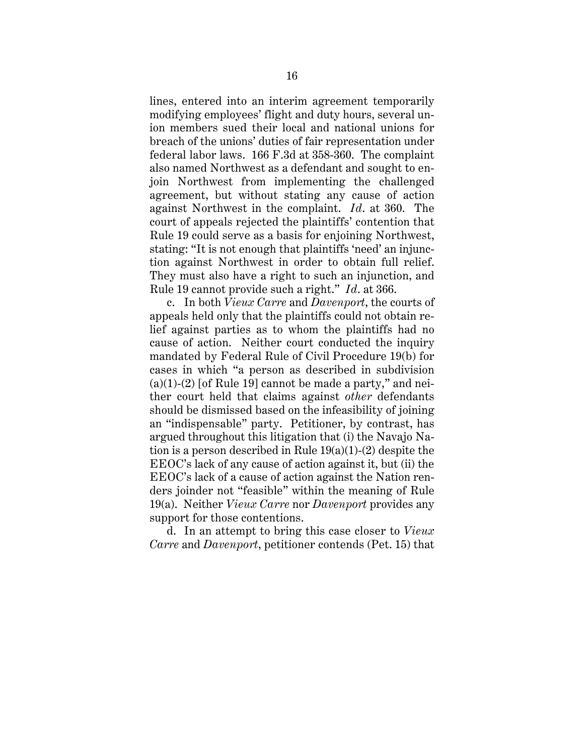lines, entered into an interim agreement temporarily modifying employees' flight and duty hours, several union members sued their local and national unions for breach of the unions' duties of fair representation under federal labor laws. 166 F.3d at 358-360. The complaint also named Northwest as a defendant and sought to enjoin Northwest from implementing the challenged agreement, but without stating any cause of action against Northwest in the complaint. *Id*. at 360. The court of appeals rejected the plaintiffs' contention that Rule 19 could serve as a basis for enjoining Northwest, stating: "It is not enough that plaintiffs 'need' an injunction against Northwest in order to obtain full relief. They must also have a right to such an injunction, and Rule 19 cannot provide such a right." *Id*. at 366.

c. In both *Vieux Carre* and *Davenport*, the courts of appeals held only that the plaintiffs could not obtain relief against parties as to whom the plaintiffs had no cause of action. Neither court conducted the inquiry mandated by Federal Rule of Civil Procedure 19(b) for cases in which "a person as described in subdivision (a)(1)-(2) [of Rule 19] cannot be made a party," and neither court held that claims against *other* defendants should be dismissed based on the infeasibility of joining an "indispensable" party. Petitioner, by contrast, has argued throughout this litigation that (i) the Navajo Nation is a person described in Rule 19(a)(1)-(2) despite the EEOC's lack of any cause of action against it, but (ii) the EEOC's lack of a cause of action against the Nation renders joinder not "feasible" within the meaning of Rule 19(a). Neither *Vieux Carre* nor *Davenport* provides any support for those contentions.

d. In an attempt to bring this case closer to *Vieux Carre* and *Davenport*, petitioner contends (Pet. 15) that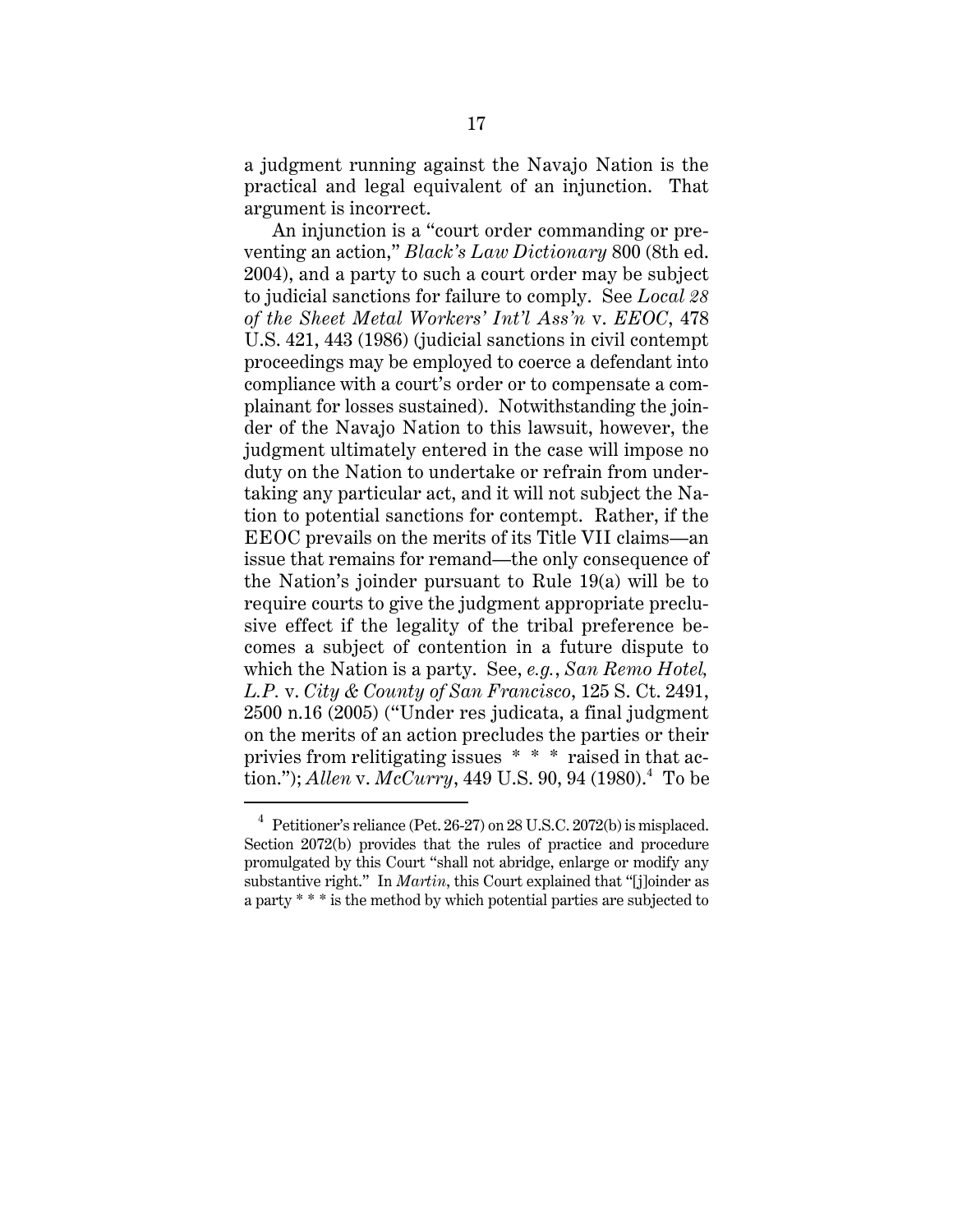a judgment running against the Navajo Nation is the practical and legal equivalent of an injunction. That argument is incorrect.

An injunction is a "court order commanding or preventing an action," *Black's Law Dictionary* 800 (8th ed. 2004), and a party to such a court order may be subject to judicial sanctions for failure to comply. See *Local 28 of the Sheet Metal Workers' Int'l Ass'n* v. *EEOC*, 478 U.S. 421, 443 (1986) (judicial sanctions in civil contempt proceedings may be employed to coerce a defendant into compliance with a court's order or to compensate a complainant for losses sustained). Notwithstanding the joinder of the Navajo Nation to this lawsuit, however, the judgment ultimately entered in the case will impose no duty on the Nation to undertake or refrain from undertaking any particular act, and it will not subject the Nation to potential sanctions for contempt. Rather, if the EEOC prevails on the merits of its Title VII claims—an issue that remains for remand—the only consequence of the Nation's joinder pursuant to Rule 19(a) will be to require courts to give the judgment appropriate preclusive effect if the legality of the tribal preference becomes a subject of contention in a future dispute to which the Nation is a party. See, *e.g.*, *San Remo Hotel, L.P.* v. *City & County of San Francisco*, 125 S. Ct. 2491, 2500 n.16 (2005) ("Under res judicata, a final judgment on the merits of an action precludes the parties or their privies from relitigating issues \* \* \* raised in that action."); *Allen* v. *McCurry*, 449 U.S. 90, 94 (1980).[4] To be

[4] Petitioner's reliance (Pet. 26-27) on 28 U.S.C. 2072(b) is misplaced. Section 2072(b) provides that the rules of practice and procedure promulgated by this Court "shall not abridge, enlarge or modify any substantive right." In *Martin*, this Court explained that "[j]oinder as a party \* \* \* is the method by which potential parties are subjected to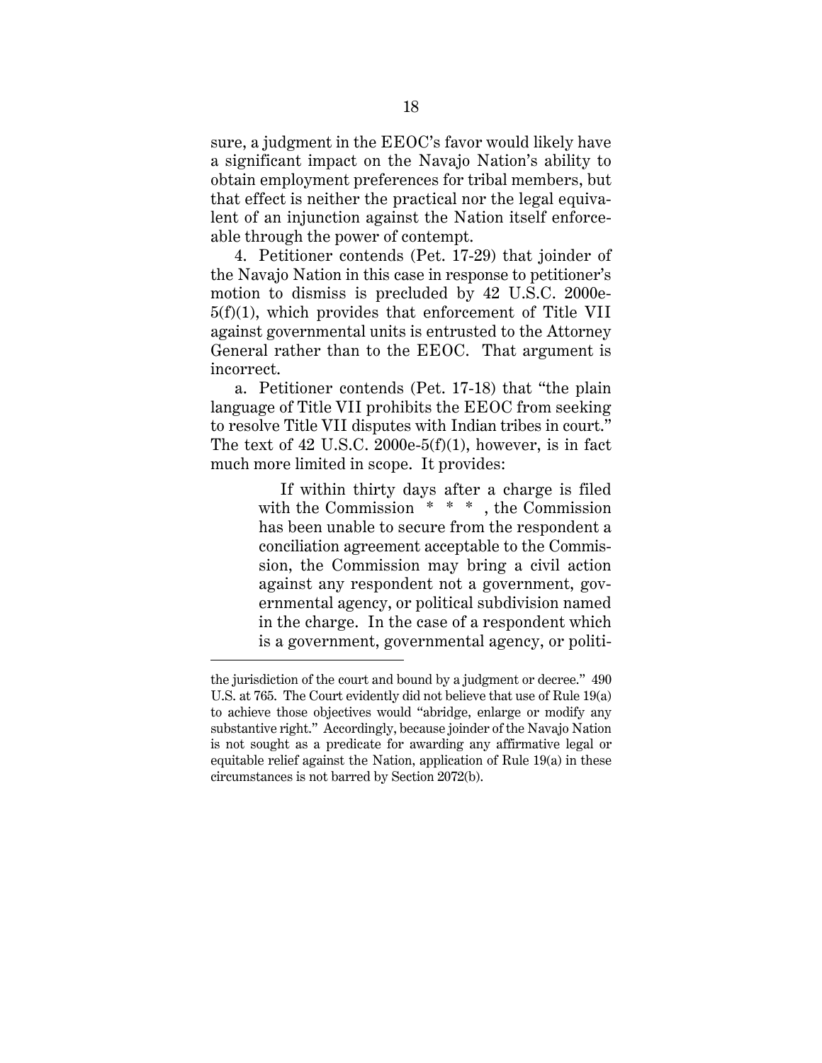sure, a judgment in the EEOC's favor would likely have a significant impact on the Navajo Nation's ability to obtain employment preferences for tribal members, but that effect is neither the practical nor the legal equivalent of an injunction against the Nation itself enforceable through the power of contempt.

4. Petitioner contends (Pet. 17-29) that joinder of the Navajo Nation in this case in response to petitioner's motion to dismiss is precluded by 42 U.S.C. 2000e-5(f)(1), which provides that enforcement of Title VII against governmental units is entrusted to the Attorney General rather than to the EEOC. That argument is incorrect.

a. Petitioner contends (Pet. 17-18) that "the plain language of Title VII prohibits the EEOC from seeking to resolve Title VII disputes with Indian tribes in court." The text of 42 U.S.C. 2000e-5(f)(1), however, is in fact much more limited in scope. It provides:

> If within thirty days after a charge is filed with the Commission * * * , the Commission has been unable to secure from the respondent a conciliation agreement acceptable to the Commission, the Commission may bring a civil action against any respondent not a government, governmental agency, or political subdivision named in the charge. In the case of a respondent which is a government, governmental agency, or politi-

---

the jurisdiction of the court and bound by a judgment or decree." 490 U.S. at 765. The Court evidently did not believe that use of Rule 19(a) to achieve those objectives would "abridge, enlarge or modify any substantive right." Accordingly, because joinder of the Navajo Nation is not sought as a predicate for awarding any affirmative legal or equitable relief against the Nation, application of Rule 19(a) in these circumstances is not barred by Section 2072(b).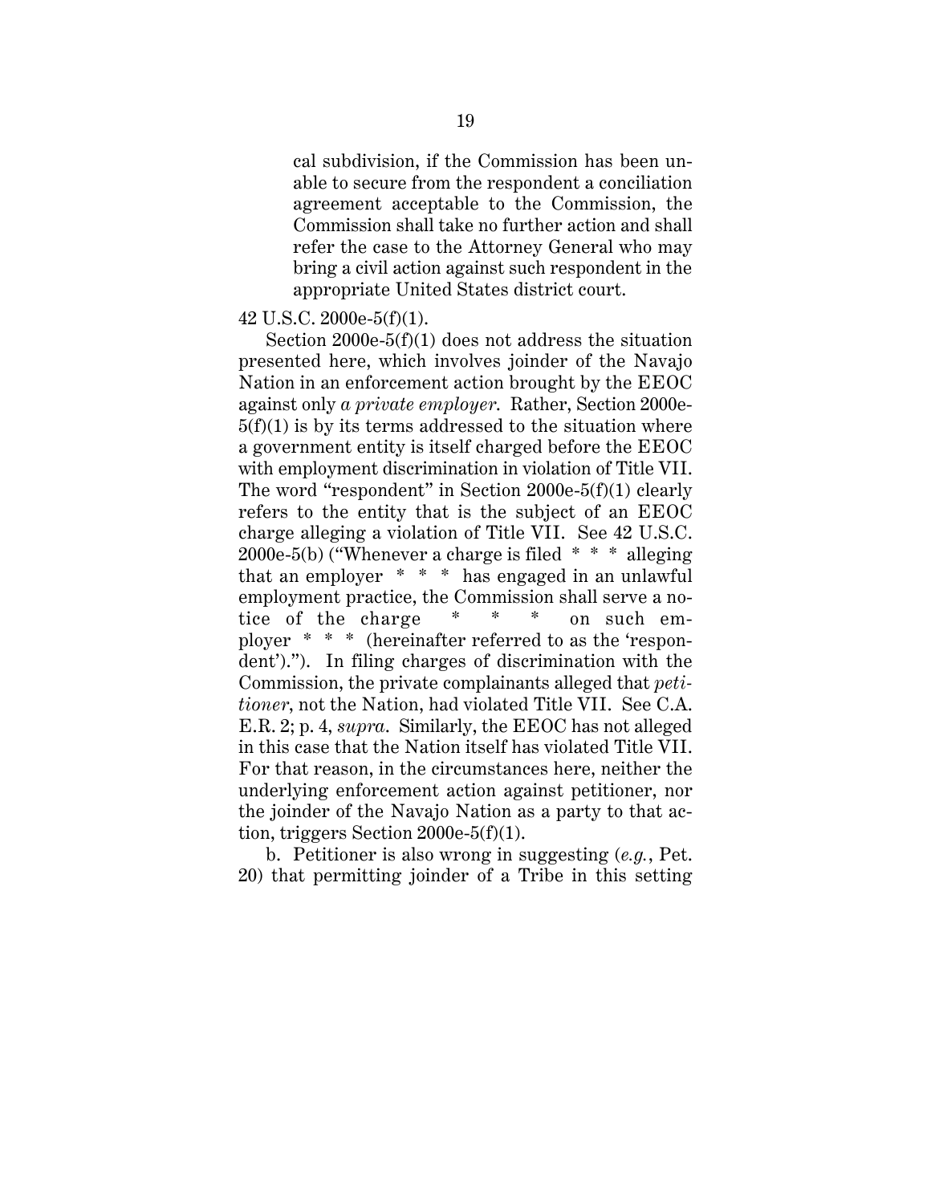> cal subdivision, if the Commission has been unable to secure from the respondent a conciliation agreement acceptable to the Commission, the Commission shall take no further action and shall refer the case to the Attorney General who may bring a civil action against such respondent in the appropriate United States district court.

42 U.S.C. 2000e-5(f)(1).

Section 2000e-5(f)(1) does not address the situation presented here, which involves joinder of the Navajo Nation in an enforcement action brought by the EEOC against only *a private employer*. Rather, Section 2000e-5(f)(1) is by its terms addressed to the situation where a government entity is itself charged before the EEOC with employment discrimination in violation of Title VII. The word "respondent" in Section 2000e-5(f)(1) clearly refers to the entity that is the subject of an EEOC charge alleging a violation of Title VII. See 42 U.S.C. 2000e-5(b) ("Whenever a charge is filed * * * alleging that an employer * * * has engaged in an unlawful employment practice, the Commission shall serve a notice of the charge * * * on such employer * * * (hereinafter referred to as the 'respondent')."). In filing charges of discrimination with the Commission, the private complainants alleged that *petitioner*, not the Nation, had violated Title VII. See C.A. E.R. 2; p. 4, *supra*. Similarly, the EEOC has not alleged in this case that the Nation itself has violated Title VII. For that reason, in the circumstances here, neither the underlying enforcement action against petitioner, nor the joinder of the Navajo Nation as a party to that action, triggers Section 2000e-5(f)(1).

b. Petitioner is also wrong in suggesting (*e.g.*, Pet. 20) that permitting joinder of a Tribe in this setting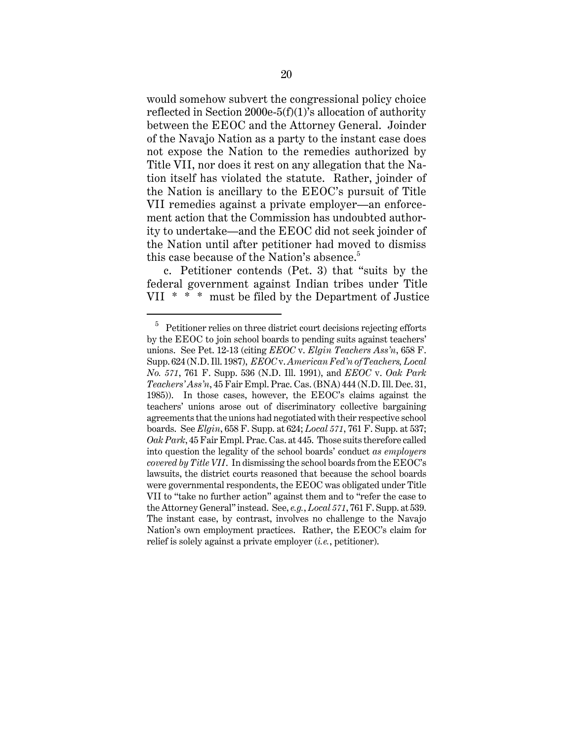would somehow subvert the congressional policy choice reflected in Section 2000e-5(f)(1)'s allocation of authority between the EEOC and the Attorney General. Joinder of the Navajo Nation as a party to the instant case does not expose the Nation to the remedies authorized by Title VII, nor does it rest on any allegation that the Nation itself has violated the statute. Rather, joinder of the Nation is ancillary to the EEOC's pursuit of Title VII remedies against a private employer—an enforcement action that the Commission has undoubted authority to undertake—and the EEOC did not seek joinder of the Nation until after petitioner had moved to dismiss this case because of the Nation's absence.[5]

c. Petitioner contends (Pet. 3) that "suits by the federal government against Indian tribes under Title VII * * * must be filed by the Department of Justice

---

[5] Petitioner relies on three district court decisions rejecting efforts by the EEOC to join school boards to pending suits against teachers' unions. See Pet. 12-13 (citing *EEOC* v. *Elgin Teachers Ass'n*, 658 F. Supp. 624 (N.D. Ill. 1987), *EEOC* v. *American Fed'n of Teachers, Local No. 571*, 761 F. Supp. 536 (N.D. Ill. 1991), and *EEOC* v. *Oak Park Teachers' Ass'n*, 45 Fair Empl. Prac. Cas. (BNA) 444 (N.D. Ill. Dec. 31, 1985)). In those cases, however, the EEOC's claims against the teachers' unions arose out of discriminatory collective bargaining agreements that the unions had negotiated with their respective school boards. See *Elgin*, 658 F. Supp. at 624; *Local 571*, 761 F. Supp. at 537; *Oak Park*, 45 Fair Empl. Prac. Cas. at 445. Those suits therefore called into question the legality of the school boards' conduct *as employers covered by Title VII*. In dismissing the school boards from the EEOC's lawsuits, the district courts reasoned that because the school boards were governmental respondents, the EEOC was obligated under Title VII to "take no further action" against them and to "refer the case to the Attorney General" instead. See, *e.g.*, *Local 571*, 761 F. Supp. at 539. The instant case, by contrast, involves no challenge to the Navajo Nation's own employment practices. Rather, the EEOC's claim for relief is solely against a private employer (*i.e.*, petitioner).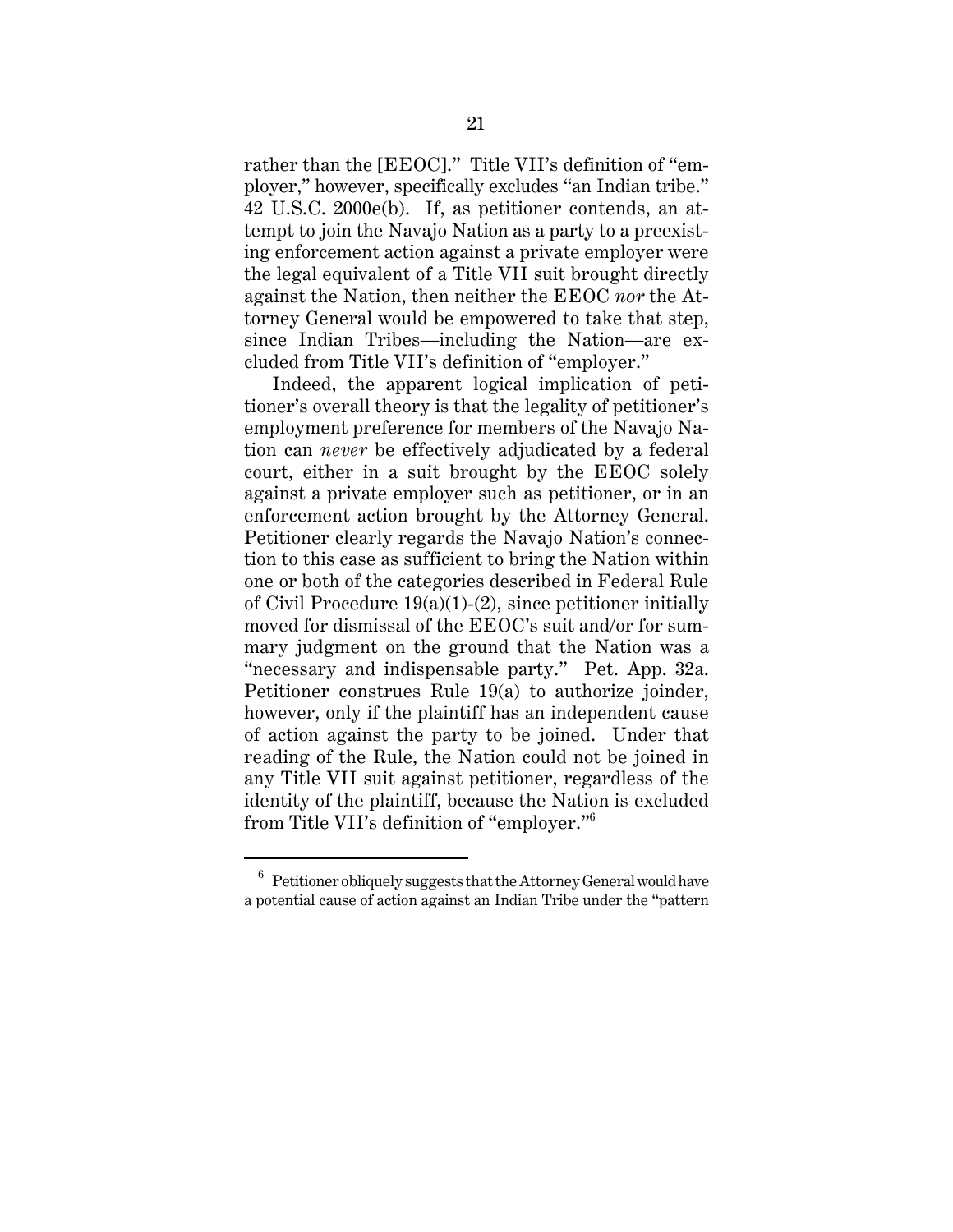rather than the [EEOC]." Title VII's definition of "employer," however, specifically excludes "an Indian tribe." 42 U.S.C. 2000e(b). If, as petitioner contends, an attempt to join the Navajo Nation as a party to a preexisting enforcement action against a private employer were the legal equivalent of a Title VII suit brought directly against the Nation, then neither the EEOC *nor* the Attorney General would be empowered to take that step, since Indian Tribes—including the Nation—are excluded from Title VII's definition of "employer."

Indeed, the apparent logical implication of petitioner's overall theory is that the legality of petitioner's employment preference for members of the Navajo Nation can *never* be effectively adjudicated by a federal court, either in a suit brought by the EEOC solely against a private employer such as petitioner, or in an enforcement action brought by the Attorney General. Petitioner clearly regards the Navajo Nation's connection to this case as sufficient to bring the Nation within one or both of the categories described in Federal Rule of Civil Procedure 19(a)(1)-(2), since petitioner initially moved for dismissal of the EEOC's suit and/or for summary judgment on the ground that the Nation was a "necessary and indispensable party." Pet. App. 32a. Petitioner construes Rule 19(a) to authorize joinder, however, only if the plaintiff has an independent cause of action against the party to be joined. Under that reading of the Rule, the Nation could not be joined in any Title VII suit against petitioner, regardless of the identity of the plaintiff, because the Nation is excluded from Title VII's definition of "employer."[6]

---

[6] Petitioner obliquely suggests that the Attorney General would have a potential cause of action against an Indian Tribe under the "pattern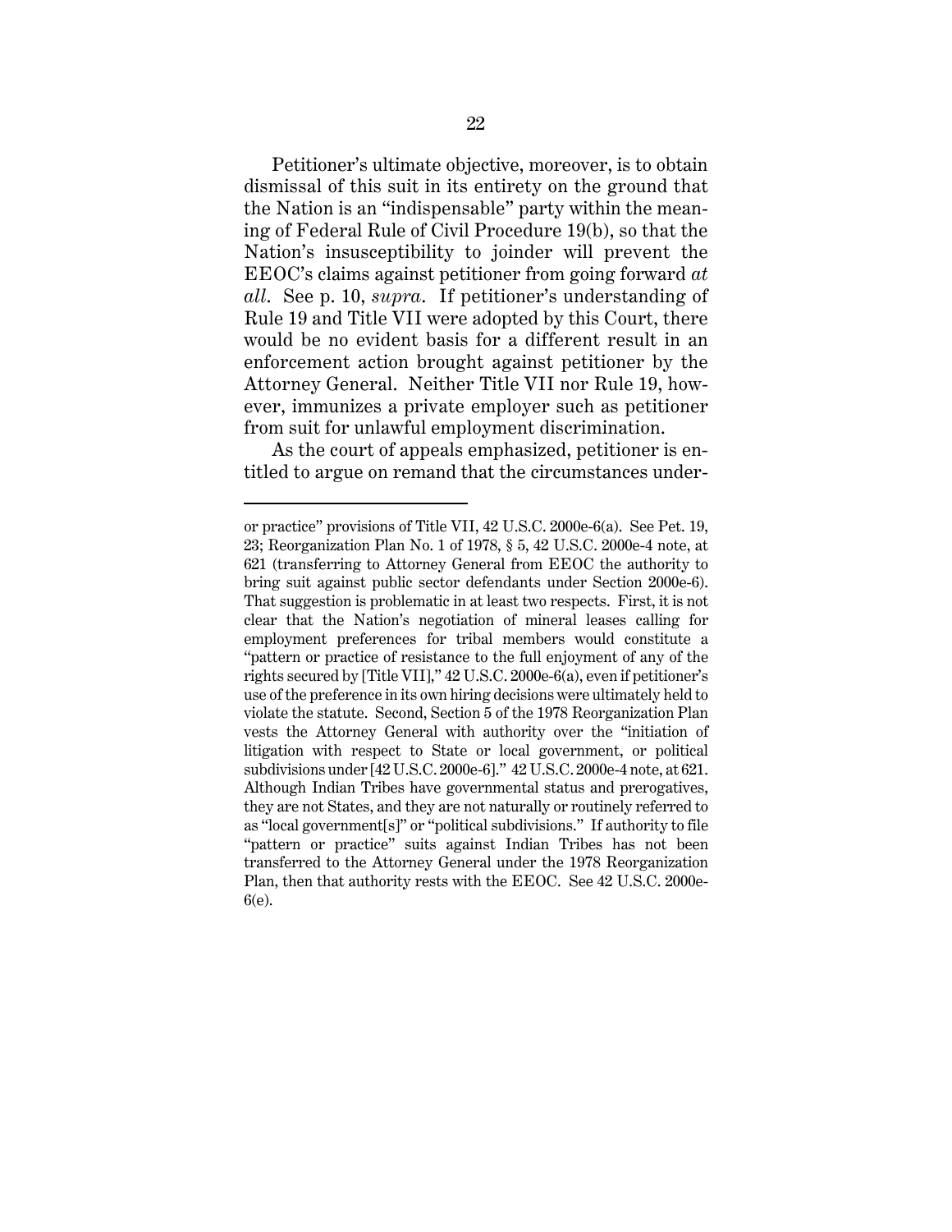Petitioner's ultimate objective, moreover, is to obtain dismissal of this suit in its entirety on the ground that the Nation is an "indispensable" party within the meaning of Federal Rule of Civil Procedure 19(b), so that the Nation's insusceptibility to joinder will prevent the EEOC's claims against petitioner from going forward *at all*. See p. 10, *supra*. If petitioner's understanding of Rule 19 and Title VII were adopted by this Court, there would be no evident basis for a different result in an enforcement action brought against petitioner by the Attorney General. Neither Title VII nor Rule 19, however, immunizes a private employer such as petitioner from suit for unlawful employment discrimination.

As the court of appeals emphasized, petitioner is entitled to argue on remand that the circumstances under-

---

or practice" provisions of Title VII, 42 U.S.C. 2000e-6(a). See Pet. 19, 23; Reorganization Plan No. 1 of 1978, § 5, 42 U.S.C. 2000e-4 note, at 621 (transferring to Attorney General from EEOC the authority to bring suit against public sector defendants under Section 2000e-6). That suggestion is problematic in at least two respects. First, it is not clear that the Nation's negotiation of mineral leases calling for employment preferences for tribal members would constitute a "pattern or practice of resistance to the full enjoyment of any of the rights secured by [Title VII]," 42 U.S.C. 2000e-6(a), even if petitioner's use of the preference in its own hiring decisions were ultimately held to violate the statute. Second, Section 5 of the 1978 Reorganization Plan vests the Attorney General with authority over the "initiation of litigation with respect to State or local government, or political subdivisions under [42 U.S.C. 2000e-6]." 42 U.S.C. 2000e-4 note, at 621. Although Indian Tribes have governmental status and prerogatives, they are not States, and they are not naturally or routinely referred to as "local government[s]" or "political subdivisions." If authority to file "pattern or practice" suits against Indian Tribes has not been transferred to the Attorney General under the 1978 Reorganization Plan, then that authority rests with the EEOC. See 42 U.S.C. 2000e-6(e).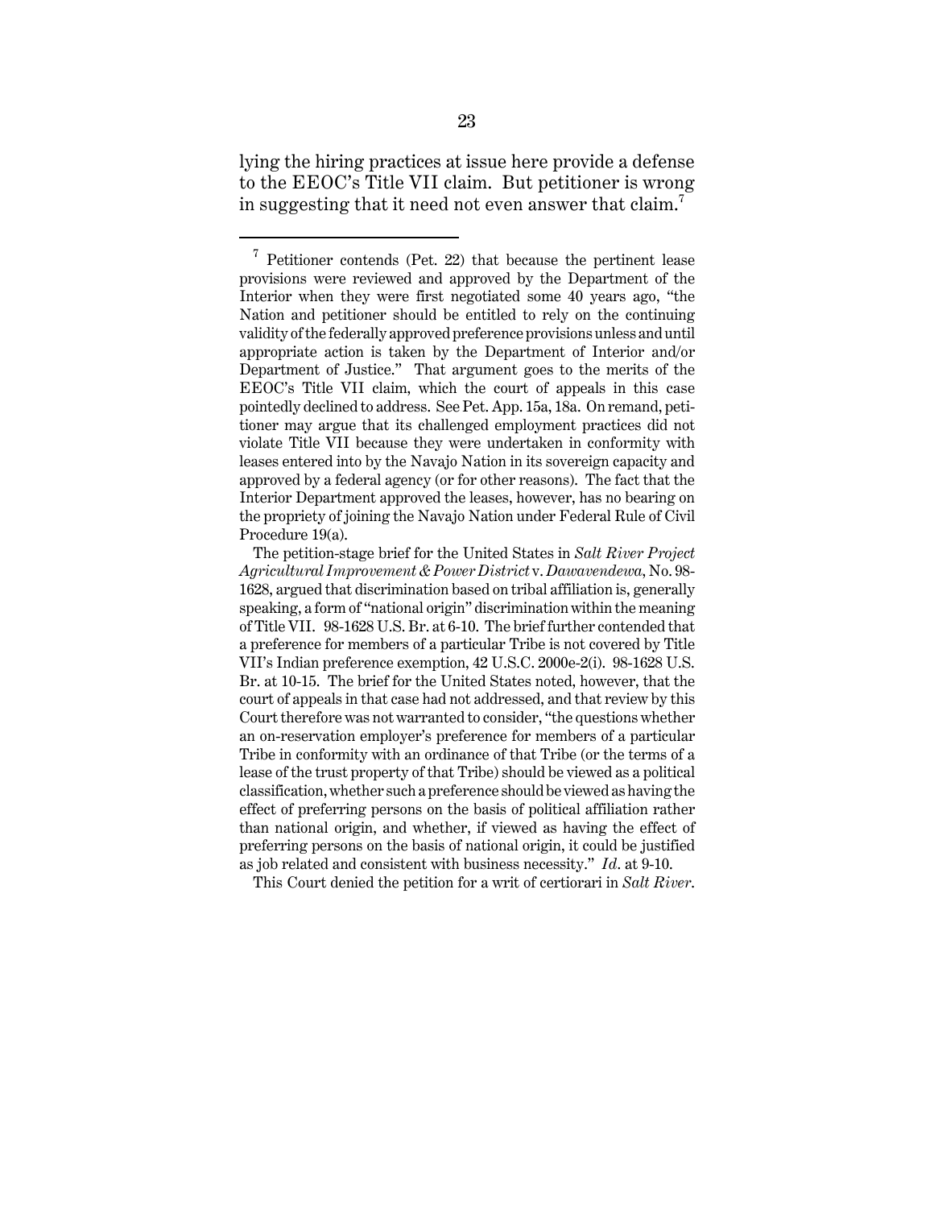lying the hiring practices at issue here provide a defense to the EEOC's Title VII claim. But petitioner is wrong in suggesting that it need not even answer that claim.[7]

---

[7] Petitioner contends (Pet. 22) that because the pertinent lease provisions were reviewed and approved by the Department of the Interior when they were first negotiated some 40 years ago, "the Nation and petitioner should be entitled to rely on the continuing validity of the federally approved preference provisions unless and until appropriate action is taken by the Department of Interior and/or Department of Justice." That argument goes to the merits of the EEOC's Title VII claim, which the court of appeals in this case pointedly declined to address. See Pet. App. 15a, 18a. On remand, petitioner may argue that its challenged employment practices did not violate Title VII because they were undertaken in conformity with leases entered into by the Navajo Nation in its sovereign capacity and approved by a federal agency (or for other reasons). The fact that the Interior Department approved the leases, however, has no bearing on the propriety of joining the Navajo Nation under Federal Rule of Civil Procedure 19(a).

The petition-stage brief for the United States in *Salt River Project Agricultural Improvement & Power District* v. *Dawavendewa*, No. 98-1628, argued that discrimination based on tribal affiliation is, generally speaking, a form of "national origin" discrimination within the meaning of Title VII. 98-1628 U.S. Br. at 6-10. The brief further contended that a preference for members of a particular Tribe is not covered by Title VII's Indian preference exemption, 42 U.S.C. 2000e-2(i). 98-1628 U.S. Br. at 10-15. The brief for the United States noted, however, that the court of appeals in that case had not addressed, and that review by this Court therefore was not warranted to consider, "the questions whether an on-reservation employer's preference for members of a particular Tribe in conformity with an ordinance of that Tribe (or the terms of a lease of the trust property of that Tribe) should be viewed as a political classification, whether such a preference should be viewed as having the effect of preferring persons on the basis of political affiliation rather than national origin, and whether, if viewed as having the effect of preferring persons on the basis of national origin, it could be justified as job related and consistent with business necessity." *Id*. at 9-10.

This Court denied the petition for a writ of certiorari in *Salt River*.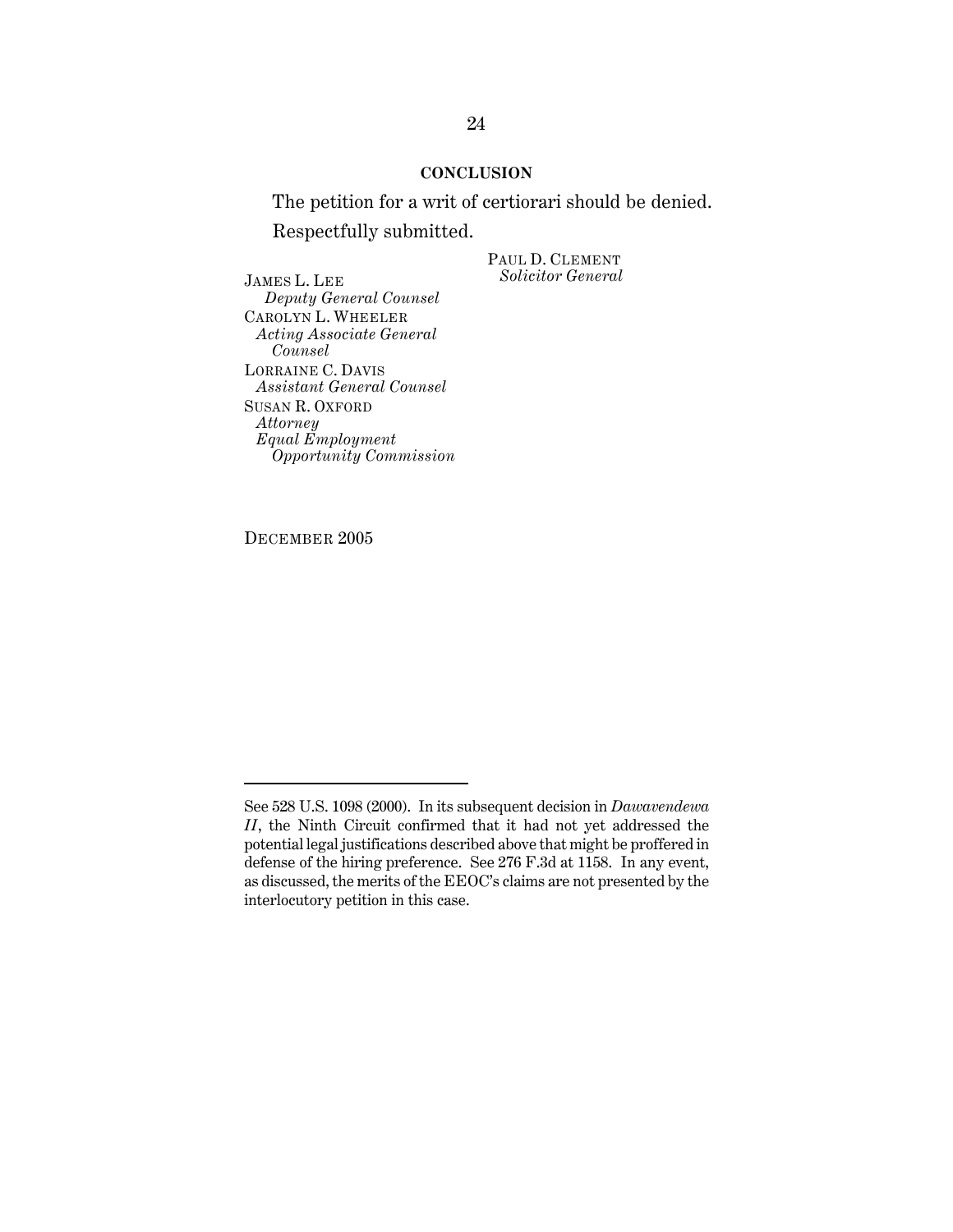## CONCLUSION

The petition for a writ of certiorari should be denied.

Respectfully submitted.

PAUL D. CLEMENT
*Solicitor General*

JAMES L. LEE
*Deputy General Counsel*

CAROLYN L. WHEELER
*Acting Associate General Counsel*

LORRAINE C. DAVIS
*Assistant General Counsel*

SUSAN R. OXFORD
*Attorney*
*Equal Employment Opportunity Commission*

DECEMBER 2005

---

See 528 U.S. 1098 (2000). In its subsequent decision in *Dawavendewa II*, the Ninth Circuit confirmed that it had not yet addressed the potential legal justifications described above that might be proffered in defense of the hiring preference. See 276 F.3d at 1158. In any event, as discussed, the merits of the EEOC's claims are not presented by the interlocutory petition in this case.